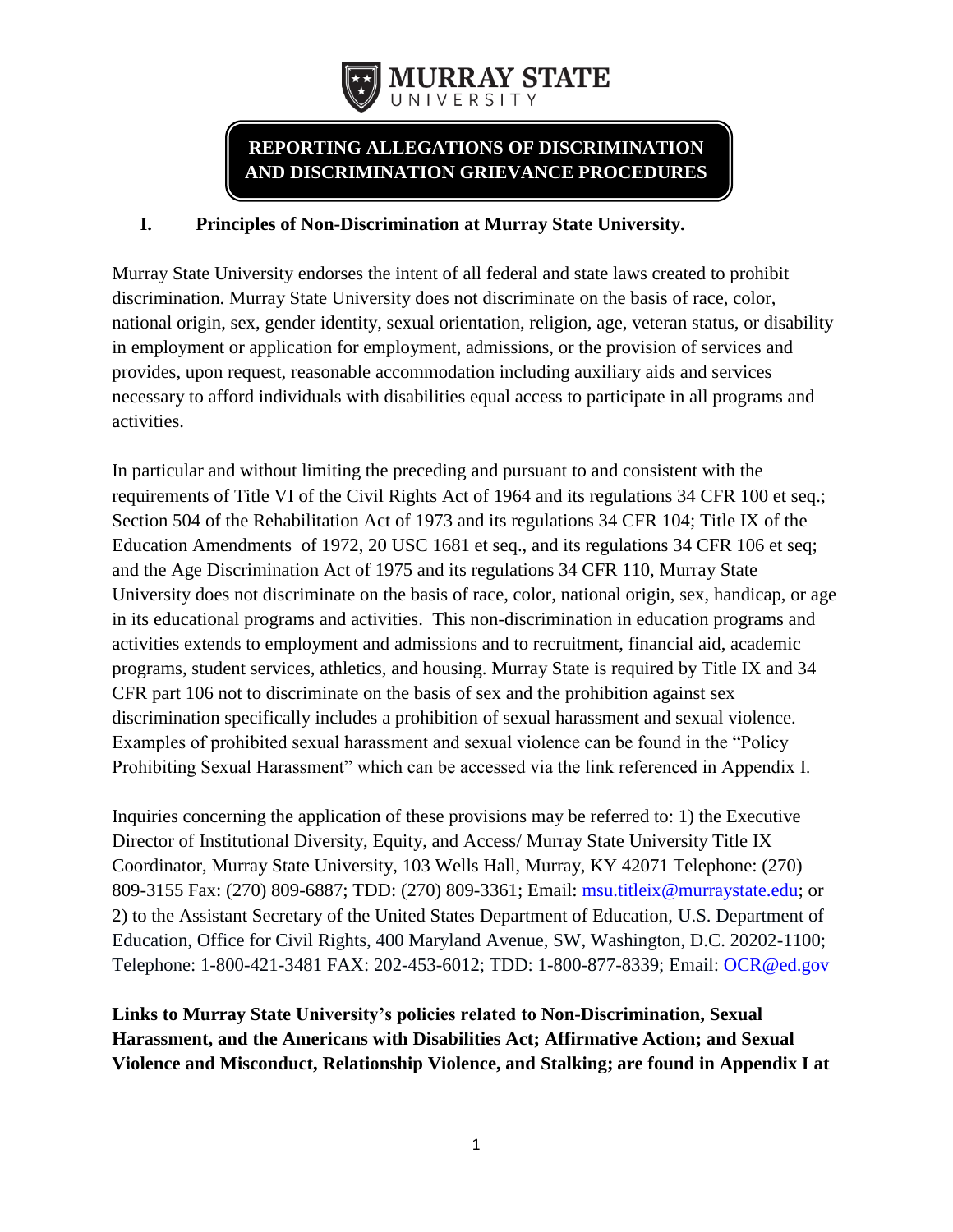MURRAY STATE UNIVERSITY

# REPORTING ALLEGATIONS OF DISCRIMINATION AND DISCRIMINATION GRIEVANCE PROCEDURES

## I. Principles of Non-Discrimination at Murray State University.

Murray State University endorses the intent of all federal and state laws created to prohibit discrimination. Murray State University does not discriminate on the basis of race, color, national origin, sex, gender identity, sexual orientation, religion, age, veteran status, or disability in employment or application for employment, admissions, or the provision of services and provides, upon request, reasonable accommodation including auxiliary aids and services necessary to afford individuals with disabilities equal access to participate in all programs and activities.

In particular and without limiting the preceding and pursuant to and consistent with the requirements of Title VI of the Civil Rights Act of 1964 and its regulations 34 CFR 100 et seq.; Section 504 of the Rehabilitation Act of 1973 and its regulations 34 CFR 104; Title IX of the Education Amendments of 1972, 20 USC 1681 et seq., and its regulations 34 CFR 106 et seq; and the Age Discrimination Act of 1975 and its regulations 34 CFR 110, Murray State University does not discriminate on the basis of race, color, national origin, sex, handicap, or age in its educational programs and activities. This non-discrimination in education programs and activities extends to employment and admissions and to recruitment, financial aid, academic programs, student services, athletics, and housing. Murray State is required by Title IX and 34 CFR part 106 not to discriminate on the basis of sex and the prohibition against sex discrimination specifically includes a prohibition of sexual harassment and sexual violence. Examples of prohibited sexual harassment and sexual violence can be found in the "Policy Prohibiting Sexual Harassment" which can be accessed via the link referenced in Appendix I.

Inquiries concerning the application of these provisions may be referred to: 1) the Executive Director of Institutional Diversity, Equity, and Access/ Murray State University Title IX Coordinator, Murray State University, 103 Wells Hall, Murray, KY 42071 Telephone: (270) 809-3155 Fax: (270) 809-6887; TDD: (270) 809-3361; Email: msu.titleix@murraystate.edu; or 2) to the Assistant Secretary of the United States Department of Education, U.S. Department of Education, Office for Civil Rights, 400 Maryland Avenue, SW, Washington, D.C. 20202-1100; Telephone: 1-800-421-3481 FAX: 202-453-6012; TDD: 1-800-877-8339; Email: OCR@ed.gov

**Links to Murray State University's policies related to Non-Discrimination, Sexual Harassment, and the Americans with Disabilities Act; Affirmative Action; and Sexual Violence and Misconduct, Relationship Violence, and Stalking; are found in Appendix I at**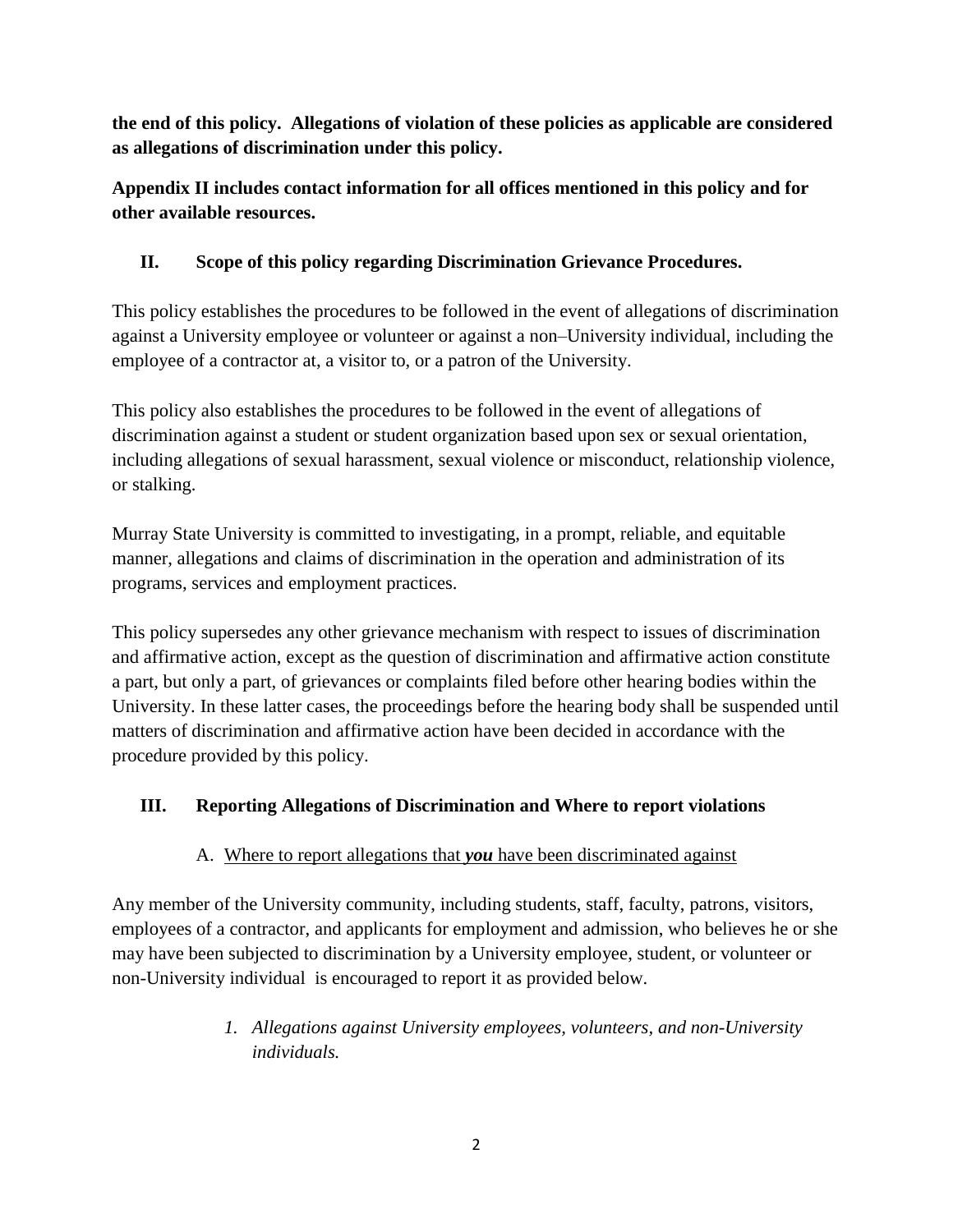**the end of this policy. Allegations of violation of these policies as applicable are considered as allegations of discrimination under this policy.**

**Appendix II includes contact information for all offices mentioned in this policy and for other available resources.**

## II. Scope of this policy regarding Discrimination Grievance Procedures.

This policy establishes the procedures to be followed in the event of allegations of discrimination against a University employee or volunteer or against a non–University individual, including the employee of a contractor at, a visitor to, or a patron of the University.

This policy also establishes the procedures to be followed in the event of allegations of discrimination against a student or student organization based upon sex or sexual orientation, including allegations of sexual harassment, sexual violence or misconduct, relationship violence, or stalking.

Murray State University is committed to investigating, in a prompt, reliable, and equitable manner, allegations and claims of discrimination in the operation and administration of its programs, services and employment practices.

This policy supersedes any other grievance mechanism with respect to issues of discrimination and affirmative action, except as the question of discrimination and affirmative action constitute a part, but only a part, of grievances or complaints filed before other hearing bodies within the University. In these latter cases, the proceedings before the hearing body shall be suspended until matters of discrimination and affirmative action have been decided in accordance with the procedure provided by this policy.

## III. Reporting Allegations of Discrimination and Where to report violations

### A. Where to report allegations that ***you*** have been discriminated against

Any member of the University community, including students, staff, faculty, patrons, visitors, employees of a contractor, and applicants for employment and admission, who believes he or she may have been subjected to discrimination by a University employee, student, or volunteer or non-University individual is encouraged to report it as provided below.

*1. Allegations against University employees, volunteers, and non-University individuals.*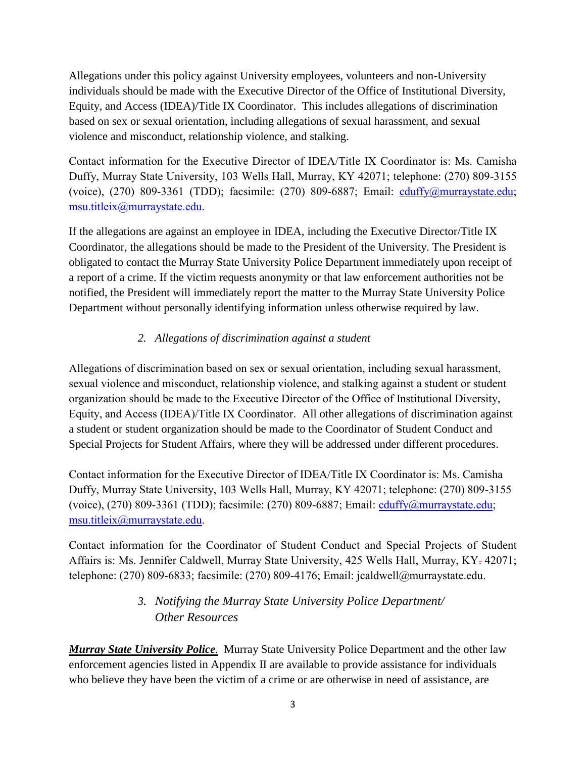Allegations under this policy against University employees, volunteers and non-University individuals should be made with the Executive Director of the Office of Institutional Diversity, Equity, and Access (IDEA)/Title IX Coordinator. This includes allegations of discrimination based on sex or sexual orientation, including allegations of sexual harassment, and sexual violence and misconduct, relationship violence, and stalking.

Contact information for the Executive Director of IDEA/Title IX Coordinator is: Ms. Camisha Duffy, Murray State University, 103 Wells Hall, Murray, KY 42071; telephone: (270) 809-3155 (voice), (270) 809-3361 (TDD); facsimile: (270) 809-6887; Email: cduffy@murraystate.edu; msu.titleix@murraystate.edu.

If the allegations are against an employee in IDEA, including the Executive Director/Title IX Coordinator, the allegations should be made to the President of the University. The President is obligated to contact the Murray State University Police Department immediately upon receipt of a report of a crime. If the victim requests anonymity or that law enforcement authorities not be notified, the President will immediately report the matter to the Murray State University Police Department without personally identifying information unless otherwise required by law.

*2. Allegations of discrimination against a student*

Allegations of discrimination based on sex or sexual orientation, including sexual harassment, sexual violence and misconduct, relationship violence, and stalking against a student or student organization should be made to the Executive Director of the Office of Institutional Diversity, Equity, and Access (IDEA)/Title IX Coordinator. All other allegations of discrimination against a student or student organization should be made to the Coordinator of Student Conduct and Special Projects for Student Affairs, where they will be addressed under different procedures.

Contact information for the Executive Director of IDEA/Title IX Coordinator is: Ms. Camisha Duffy, Murray State University, 103 Wells Hall, Murray, KY 42071; telephone: (270) 809-3155 (voice), (270) 809-3361 (TDD); facsimile: (270) 809-6887; Email: cduffy@murraystate.edu; msu.titleix@murraystate.edu.

Contact information for the Coordinator of Student Conduct and Special Projects of Student Affairs is: Ms. Jennifer Caldwell, Murray State University, 425 Wells Hall, Murray, KY 42071; telephone: (270) 809-6833; facsimile: (270) 809-4176; Email: jcaldwell@murraystate.edu.

*3. Notifying the Murray State University Police Department/ Other Resources*

***Murray State University Police.*** Murray State University Police Department and the other law enforcement agencies listed in Appendix II are available to provide assistance for individuals who believe they have been the victim of a crime or are otherwise in need of assistance, are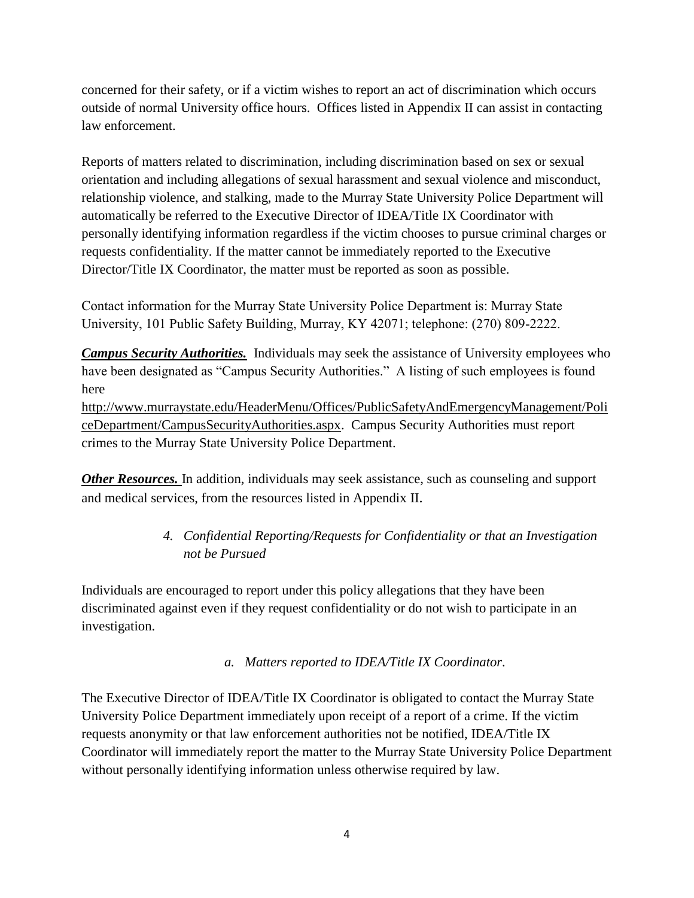concerned for their safety, or if a victim wishes to report an act of discrimination which occurs outside of normal University office hours. Offices listed in Appendix II can assist in contacting law enforcement.

Reports of matters related to discrimination, including discrimination based on sex or sexual orientation and including allegations of sexual harassment and sexual violence and misconduct, relationship violence, and stalking, made to the Murray State University Police Department will automatically be referred to the Executive Director of IDEA/Title IX Coordinator with personally identifying information regardless if the victim chooses to pursue criminal charges or requests confidentiality. If the matter cannot be immediately reported to the Executive Director/Title IX Coordinator, the matter must be reported as soon as possible.

Contact information for the Murray State University Police Department is: Murray State University, 101 Public Safety Building, Murray, KY 42071; telephone: (270) 809-2222.

***Campus Security Authorities.*** Individuals may seek the assistance of University employees who have been designated as "Campus Security Authorities." A listing of such employees is found here http://www.murraystate.edu/HeaderMenu/Offices/PublicSafetyAndEmergencyManagement/PoliceDepartment/CampusSecurityAuthorities.aspx. Campus Security Authorities must report crimes to the Murray State University Police Department.

***Other Resources.*** In addition, individuals may seek assistance, such as counseling and support and medical services, from the resources listed in Appendix II.

### *4. Confidential Reporting/Requests for Confidentiality or that an Investigation not be Pursued*

Individuals are encouraged to report under this policy allegations that they have been discriminated against even if they request confidentiality or do not wish to participate in an investigation.

#### *a. Matters reported to IDEA/Title IX Coordinator.*

The Executive Director of IDEA/Title IX Coordinator is obligated to contact the Murray State University Police Department immediately upon receipt of a report of a crime. If the victim requests anonymity or that law enforcement authorities not be notified, IDEA/Title IX Coordinator will immediately report the matter to the Murray State University Police Department without personally identifying information unless otherwise required by law.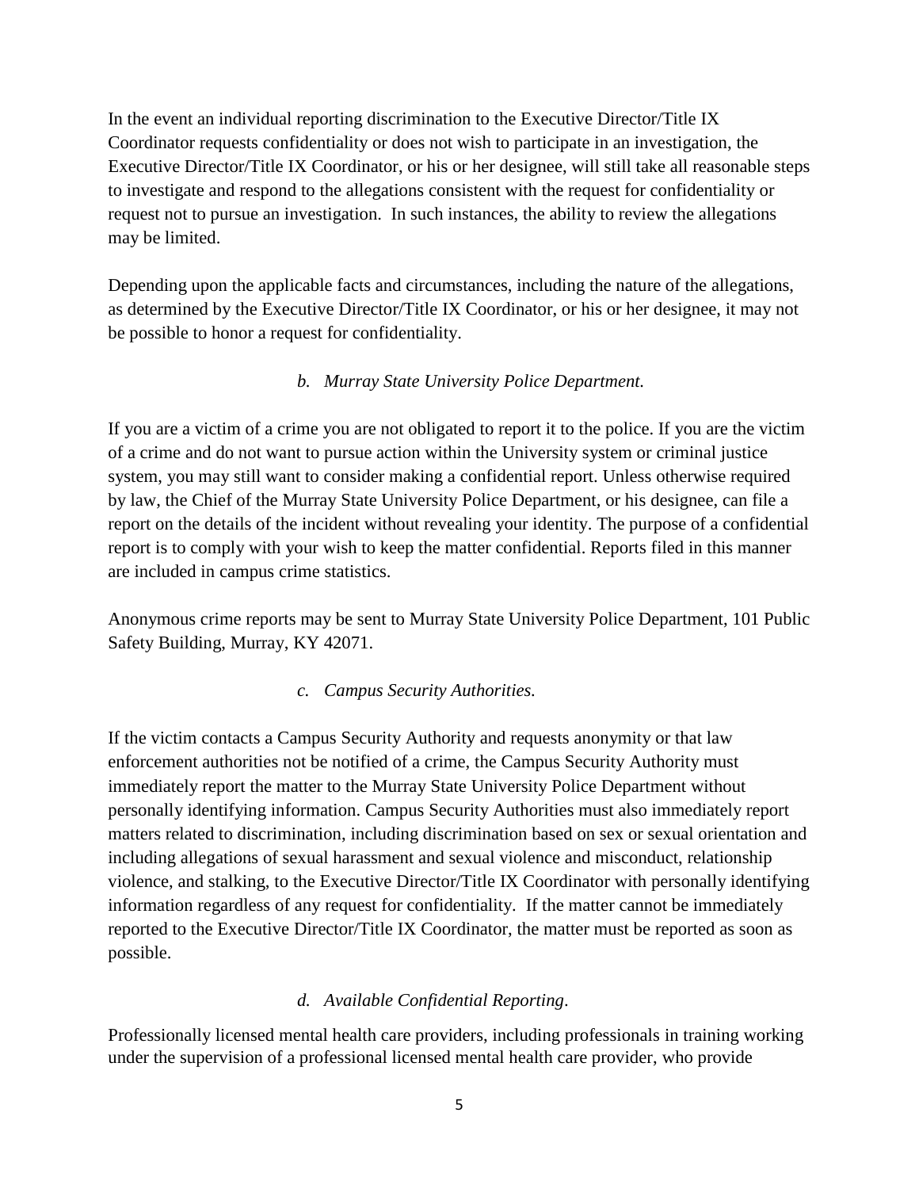In the event an individual reporting discrimination to the Executive Director/Title IX Coordinator requests confidentiality or does not wish to participate in an investigation, the Executive Director/Title IX Coordinator, or his or her designee, will still take all reasonable steps to investigate and respond to the allegations consistent with the request for confidentiality or request not to pursue an investigation. In such instances, the ability to review the allegations may be limited.

Depending upon the applicable facts and circumstances, including the nature of the allegations, as determined by the Executive Director/Title IX Coordinator, or his or her designee, it may not be possible to honor a request for confidentiality.

*b. Murray State University Police Department.*

If you are a victim of a crime you are not obligated to report it to the police. If you are the victim of a crime and do not want to pursue action within the University system or criminal justice system, you may still want to consider making a confidential report. Unless otherwise required by law, the Chief of the Murray State University Police Department, or his designee, can file a report on the details of the incident without revealing your identity. The purpose of a confidential report is to comply with your wish to keep the matter confidential. Reports filed in this manner are included in campus crime statistics.

Anonymous crime reports may be sent to Murray State University Police Department, 101 Public Safety Building, Murray, KY 42071.

*c. Campus Security Authorities.*

If the victim contacts a Campus Security Authority and requests anonymity or that law enforcement authorities not be notified of a crime, the Campus Security Authority must immediately report the matter to the Murray State University Police Department without personally identifying information. Campus Security Authorities must also immediately report matters related to discrimination, including discrimination based on sex or sexual orientation and including allegations of sexual harassment and sexual violence and misconduct, relationship violence, and stalking, to the Executive Director/Title IX Coordinator with personally identifying information regardless of any request for confidentiality. If the matter cannot be immediately reported to the Executive Director/Title IX Coordinator, the matter must be reported as soon as possible.

*d. Available Confidential Reporting.*

Professionally licensed mental health care providers, including professionals in training working under the supervision of a professional licensed mental health care provider, who provide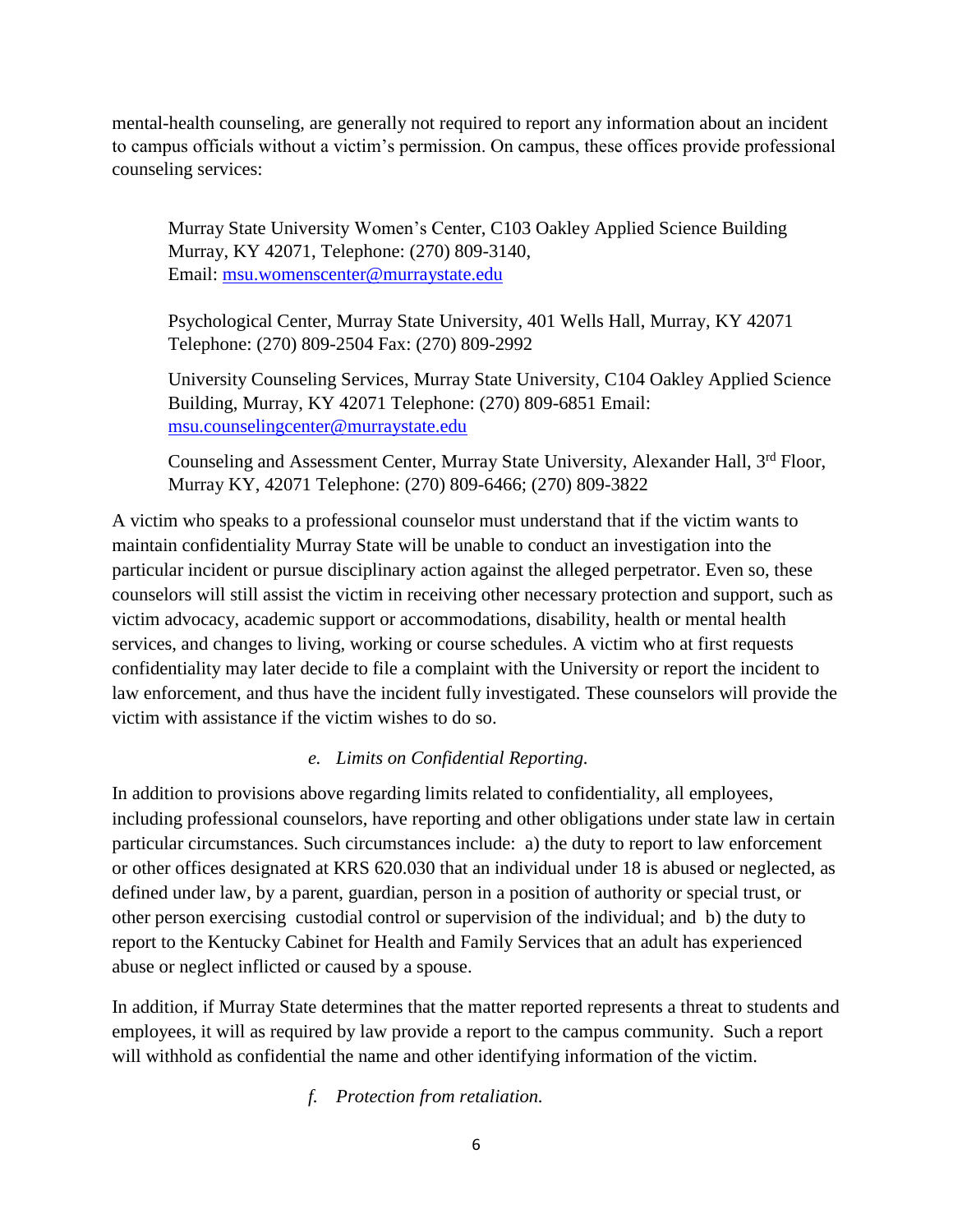mental-health counseling, are generally not required to report any information about an incident to campus officials without a victim's permission. On campus, these offices provide professional counseling services:

> Murray State University Women's Center, C103 Oakley Applied Science Building Murray, KY 42071, Telephone: (270) 809-3140, Email: msu.womenscenter@murraystate.edu
>
> Psychological Center, Murray State University, 401 Wells Hall, Murray, KY 42071 Telephone: (270) 809-2504 Fax: (270) 809-2992
>
> University Counseling Services, Murray State University, C104 Oakley Applied Science Building, Murray, KY 42071 Telephone: (270) 809-6851 Email: msu.counselingcenter@murraystate.edu
>
> Counseling and Assessment Center, Murray State University, Alexander Hall, 3rd Floor, Murray KY, 42071 Telephone: (270) 809-6466; (270) 809-3822

A victim who speaks to a professional counselor must understand that if the victim wants to maintain confidentiality Murray State will be unable to conduct an investigation into the particular incident or pursue disciplinary action against the alleged perpetrator. Even so, these counselors will still assist the victim in receiving other necessary protection and support, such as victim advocacy, academic support or accommodations, disability, health or mental health services, and changes to living, working or course schedules. A victim who at first requests confidentiality may later decide to file a complaint with the University or report the incident to law enforcement, and thus have the incident fully investigated. These counselors will provide the victim with assistance if the victim wishes to do so.

*e. Limits on Confidential Reporting.*

In addition to provisions above regarding limits related to confidentiality, all employees, including professional counselors, have reporting and other obligations under state law in certain particular circumstances. Such circumstances include: a) the duty to report to law enforcement or other offices designated at KRS 620.030 that an individual under 18 is abused or neglected, as defined under law, by a parent, guardian, person in a position of authority or special trust, or other person exercising custodial control or supervision of the individual; and b) the duty to report to the Kentucky Cabinet for Health and Family Services that an adult has experienced abuse or neglect inflicted or caused by a spouse.

In addition, if Murray State determines that the matter reported represents a threat to students and employees, it will as required by law provide a report to the campus community. Such a report will withhold as confidential the name and other identifying information of the victim.

*f. Protection from retaliation.*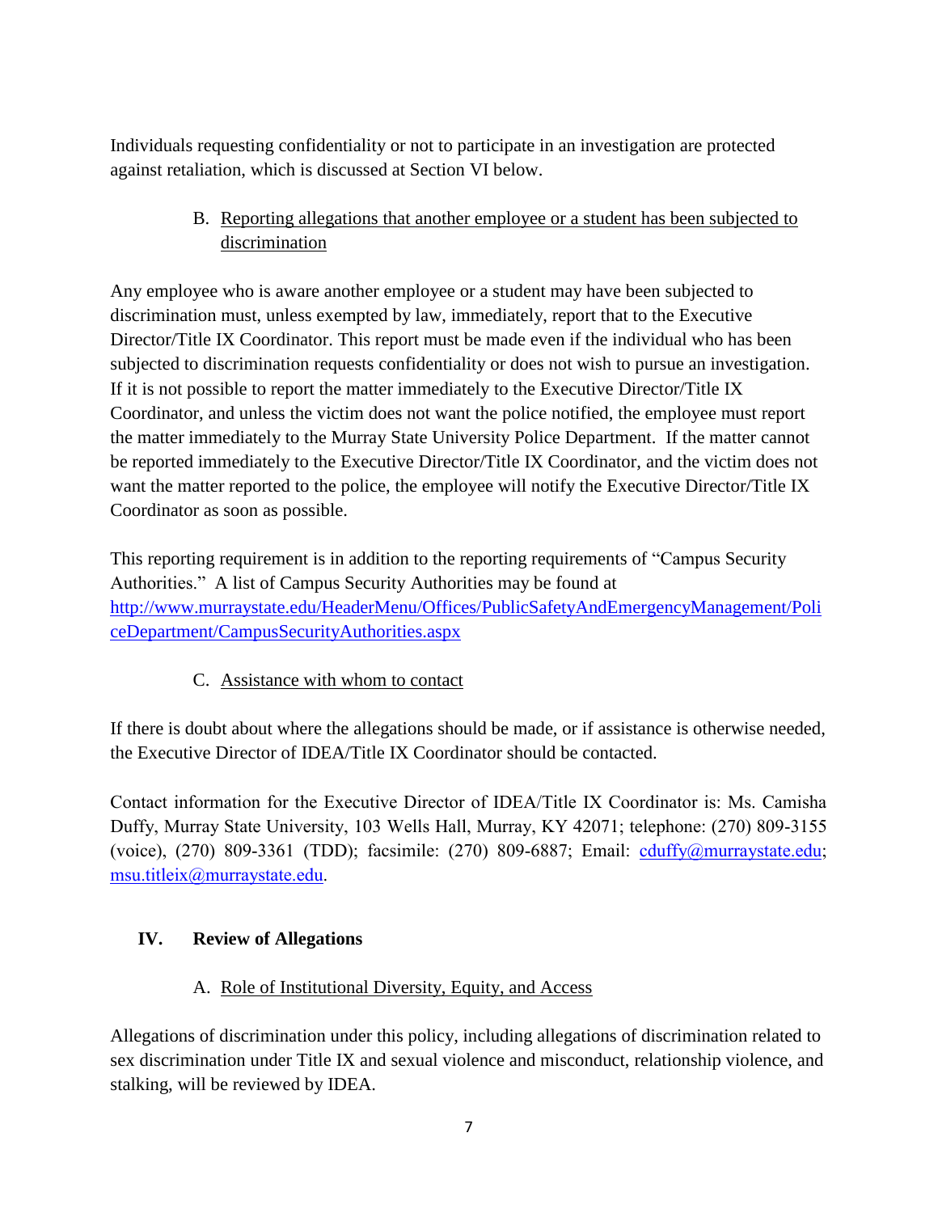Individuals requesting confidentiality or not to participate in an investigation are protected against retaliation, which is discussed at Section VI below.

### B. Reporting allegations that another employee or a student has been subjected to discrimination

Any employee who is aware another employee or a student may have been subjected to discrimination must, unless exempted by law, immediately, report that to the Executive Director/Title IX Coordinator. This report must be made even if the individual who has been subjected to discrimination requests confidentiality or does not wish to pursue an investigation. If it is not possible to report the matter immediately to the Executive Director/Title IX Coordinator, and unless the victim does not want the police notified, the employee must report the matter immediately to the Murray State University Police Department. If the matter cannot be reported immediately to the Executive Director/Title IX Coordinator, and the victim does not want the matter reported to the police, the employee will notify the Executive Director/Title IX Coordinator as soon as possible.

This reporting requirement is in addition to the reporting requirements of "Campus Security Authorities." A list of Campus Security Authorities may be found at http://www.murraystate.edu/HeaderMenu/Offices/PublicSafetyAndEmergencyManagement/PoliceDepartment/CampusSecurityAuthorities.aspx

### C. Assistance with whom to contact

If there is doubt about where the allegations should be made, or if assistance is otherwise needed, the Executive Director of IDEA/Title IX Coordinator should be contacted.

Contact information for the Executive Director of IDEA/Title IX Coordinator is: Ms. Camisha Duffy, Murray State University, 103 Wells Hall, Murray, KY 42071; telephone: (270) 809-3155 (voice), (270) 809-3361 (TDD); facsimile: (270) 809-6887; Email: cduffy@murraystate.edu; msu.titleix@murraystate.edu.

## IV. Review of Allegations

### A. Role of Institutional Diversity, Equity, and Access

Allegations of discrimination under this policy, including allegations of discrimination related to sex discrimination under Title IX and sexual violence and misconduct, relationship violence, and stalking, will be reviewed by IDEA.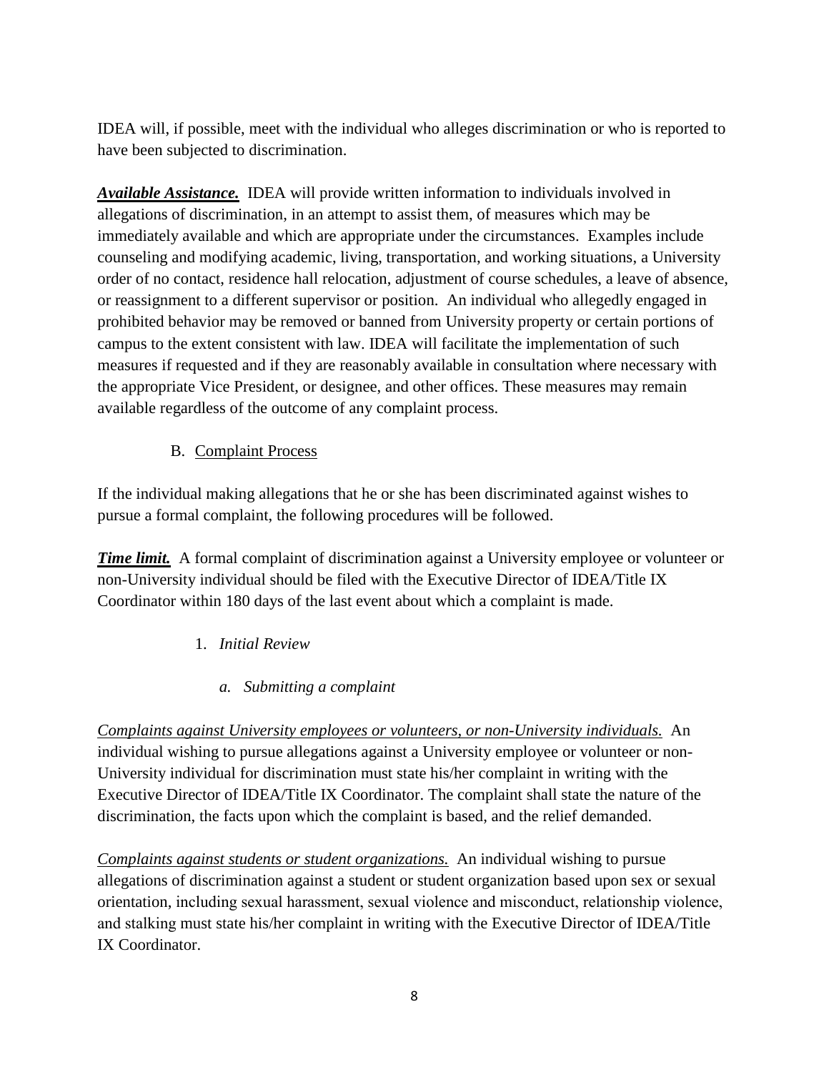IDEA will, if possible, meet with the individual who alleges discrimination or who is reported to have been subjected to discrimination.

***Available Assistance.*** IDEA will provide written information to individuals involved in allegations of discrimination, in an attempt to assist them, of measures which may be immediately available and which are appropriate under the circumstances. Examples include counseling and modifying academic, living, transportation, and working situations, a University order of no contact, residence hall relocation, adjustment of course schedules, a leave of absence, or reassignment to a different supervisor or position. An individual who allegedly engaged in prohibited behavior may be removed or banned from University property or certain portions of campus to the extent consistent with law. IDEA will facilitate the implementation of such measures if requested and if they are reasonably available in consultation where necessary with the appropriate Vice President, or designee, and other offices. These measures may remain available regardless of the outcome of any complaint process.

B. Complaint Process

If the individual making allegations that he or she has been discriminated against wishes to pursue a formal complaint, the following procedures will be followed.

***Time limit.*** A formal complaint of discrimination against a University employee or volunteer or non-University individual should be filed with the Executive Director of IDEA/Title IX Coordinator within 180 days of the last event about which a complaint is made.

1. *Initial Review*

   a. *Submitting a complaint*

*Complaints against University employees or volunteers, or non-University individuals.* An individual wishing to pursue allegations against a University employee or volunteer or non-University individual for discrimination must state his/her complaint in writing with the Executive Director of IDEA/Title IX Coordinator. The complaint shall state the nature of the discrimination, the facts upon which the complaint is based, and the relief demanded.

*Complaints against students or student organizations.* An individual wishing to pursue allegations of discrimination against a student or student organization based upon sex or sexual orientation, including sexual harassment, sexual violence and misconduct, relationship violence, and stalking must state his/her complaint in writing with the Executive Director of IDEA/Title IX Coordinator.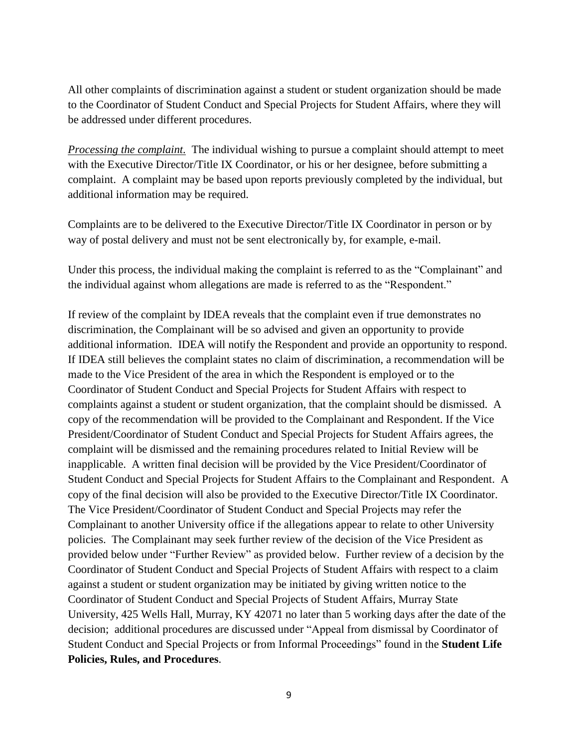All other complaints of discrimination against a student or student organization should be made to the Coordinator of Student Conduct and Special Projects for Student Affairs, where they will be addressed under different procedures.

*Processing the complaint*. The individual wishing to pursue a complaint should attempt to meet with the Executive Director/Title IX Coordinator, or his or her designee, before submitting a complaint. A complaint may be based upon reports previously completed by the individual, but additional information may be required.

Complaints are to be delivered to the Executive Director/Title IX Coordinator in person or by way of postal delivery and must not be sent electronically by, for example, e-mail.

Under this process, the individual making the complaint is referred to as the "Complainant" and the individual against whom allegations are made is referred to as the "Respondent."

If review of the complaint by IDEA reveals that the complaint even if true demonstrates no discrimination, the Complainant will be so advised and given an opportunity to provide additional information. IDEA will notify the Respondent and provide an opportunity to respond. If IDEA still believes the complaint states no claim of discrimination, a recommendation will be made to the Vice President of the area in which the Respondent is employed or to the Coordinator of Student Conduct and Special Projects for Student Affairs with respect to complaints against a student or student organization, that the complaint should be dismissed. A copy of the recommendation will be provided to the Complainant and Respondent. If the Vice President/Coordinator of Student Conduct and Special Projects for Student Affairs agrees, the complaint will be dismissed and the remaining procedures related to Initial Review will be inapplicable. A written final decision will be provided by the Vice President/Coordinator of Student Conduct and Special Projects for Student Affairs to the Complainant and Respondent. A copy of the final decision will also be provided to the Executive Director/Title IX Coordinator. The Vice President/Coordinator of Student Conduct and Special Projects may refer the Complainant to another University office if the allegations appear to relate to other University policies. The Complainant may seek further review of the decision of the Vice President as provided below under "Further Review" as provided below. Further review of a decision by the Coordinator of Student Conduct and Special Projects of Student Affairs with respect to a claim against a student or student organization may be initiated by giving written notice to the Coordinator of Student Conduct and Special Projects of Student Affairs, Murray State University, 425 Wells Hall, Murray, KY 42071 no later than 5 working days after the date of the decision; additional procedures are discussed under "Appeal from dismissal by Coordinator of Student Conduct and Special Projects or from Informal Proceedings" found in the **Student Life Policies, Rules, and Procedures**.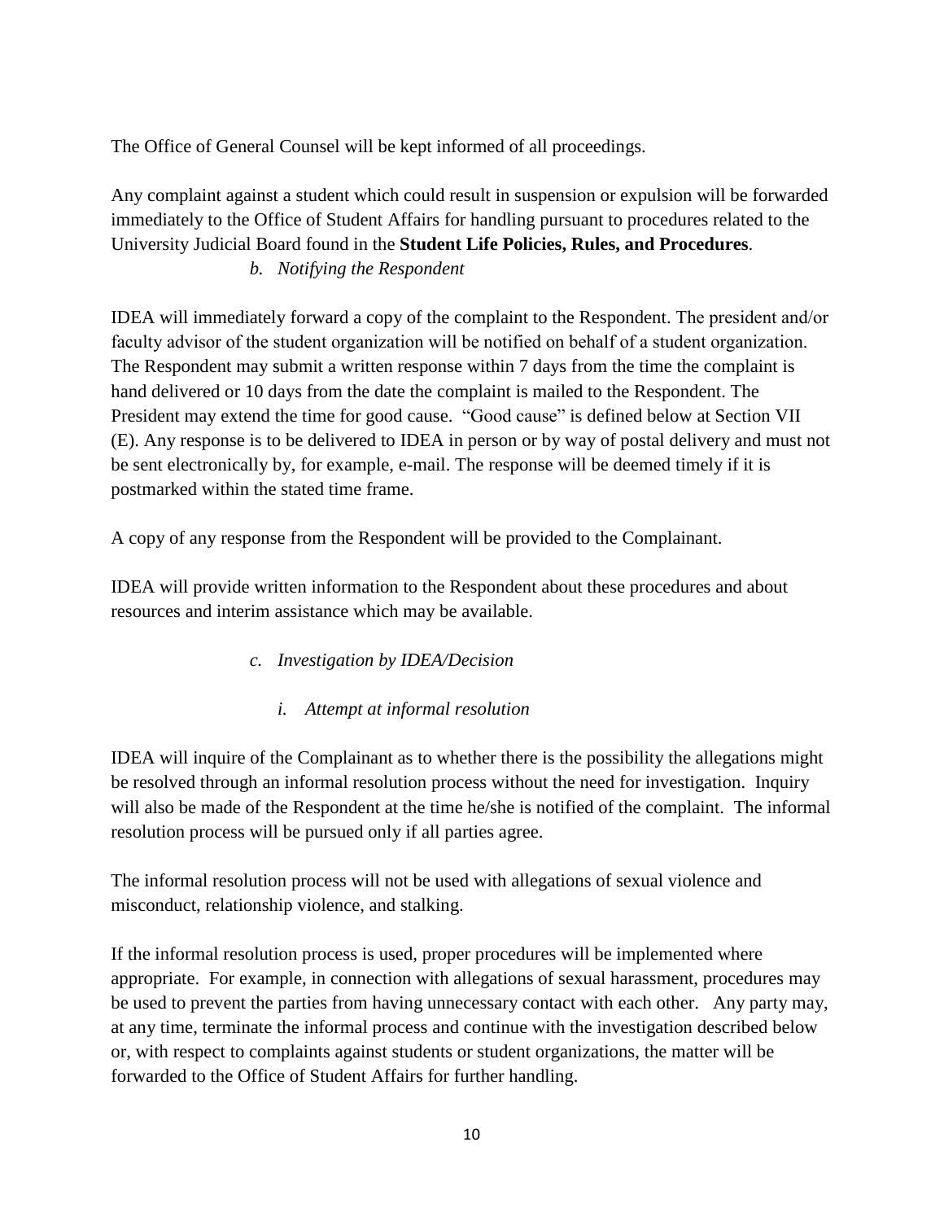The Office of General Counsel will be kept informed of all proceedings.

Any complaint against a student which could result in suspension or expulsion will be forwarded immediately to the Office of Student Affairs for handling pursuant to procedures related to the University Judicial Board found in the **Student Life Policies, Rules, and Procedures**.

*b. Notifying the Respondent*

IDEA will immediately forward a copy of the complaint to the Respondent. The president and/or faculty advisor of the student organization will be notified on behalf of a student organization. The Respondent may submit a written response within 7 days from the time the complaint is hand delivered or 10 days from the date the complaint is mailed to the Respondent. The President may extend the time for good cause. "Good cause" is defined below at Section VII (E). Any response is to be delivered to IDEA in person or by way of postal delivery and must not be sent electronically by, for example, e-mail. The response will be deemed timely if it is postmarked within the stated time frame.

A copy of any response from the Respondent will be provided to the Complainant.

IDEA will provide written information to the Respondent about these procedures and about resources and interim assistance which may be available.

*c. Investigation by IDEA/Decision*

*i. Attempt at informal resolution*

IDEA will inquire of the Complainant as to whether there is the possibility the allegations might be resolved through an informal resolution process without the need for investigation. Inquiry will also be made of the Respondent at the time he/she is notified of the complaint. The informal resolution process will be pursued only if all parties agree.

The informal resolution process will not be used with allegations of sexual violence and misconduct, relationship violence, and stalking.

If the informal resolution process is used, proper procedures will be implemented where appropriate. For example, in connection with allegations of sexual harassment, procedures may be used to prevent the parties from having unnecessary contact with each other. Any party may, at any time, terminate the informal process and continue with the investigation described below or, with respect to complaints against students or student organizations, the matter will be forwarded to the Office of Student Affairs for further handling.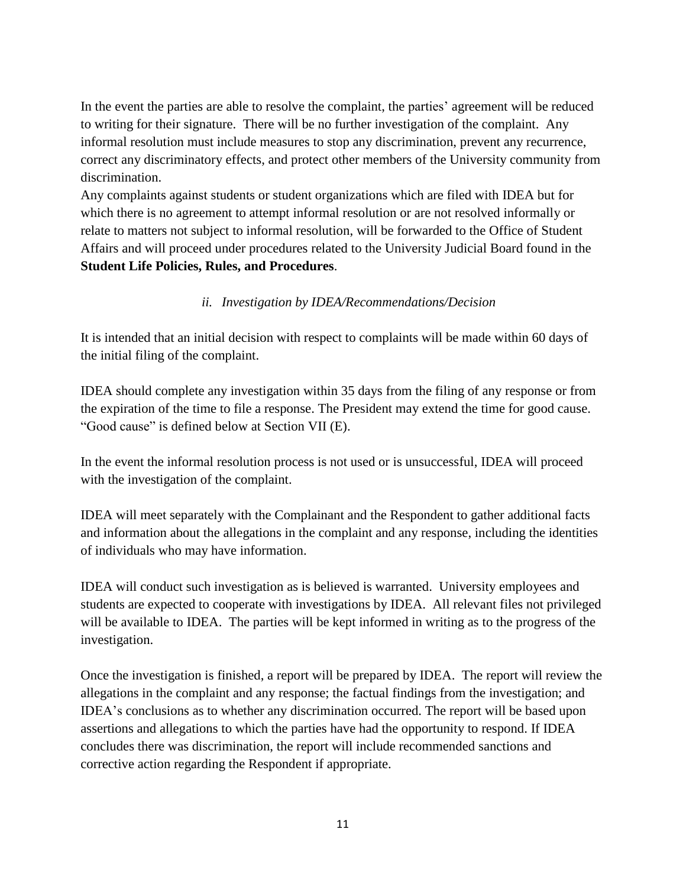In the event the parties are able to resolve the complaint, the parties' agreement will be reduced to writing for their signature. There will be no further investigation of the complaint. Any informal resolution must include measures to stop any discrimination, prevent any recurrence, correct any discriminatory effects, and protect other members of the University community from discrimination.

Any complaints against students or student organizations which are filed with IDEA but for which there is no agreement to attempt informal resolution or are not resolved informally or relate to matters not subject to informal resolution, will be forwarded to the Office of Student Affairs and will proceed under procedures related to the University Judicial Board found in the **Student Life Policies, Rules, and Procedures**.

### *ii. Investigation by IDEA/Recommendations/Decision*

It is intended that an initial decision with respect to complaints will be made within 60 days of the initial filing of the complaint.

IDEA should complete any investigation within 35 days from the filing of any response or from the expiration of the time to file a response. The President may extend the time for good cause. "Good cause" is defined below at Section VII (E).

In the event the informal resolution process is not used or is unsuccessful, IDEA will proceed with the investigation of the complaint.

IDEA will meet separately with the Complainant and the Respondent to gather additional facts and information about the allegations in the complaint and any response, including the identities of individuals who may have information.

IDEA will conduct such investigation as is believed is warranted. University employees and students are expected to cooperate with investigations by IDEA. All relevant files not privileged will be available to IDEA. The parties will be kept informed in writing as to the progress of the investigation.

Once the investigation is finished, a report will be prepared by IDEA. The report will review the allegations in the complaint and any response; the factual findings from the investigation; and IDEA's conclusions as to whether any discrimination occurred. The report will be based upon assertions and allegations to which the parties have had the opportunity to respond. If IDEA concludes there was discrimination, the report will include recommended sanctions and corrective action regarding the Respondent if appropriate.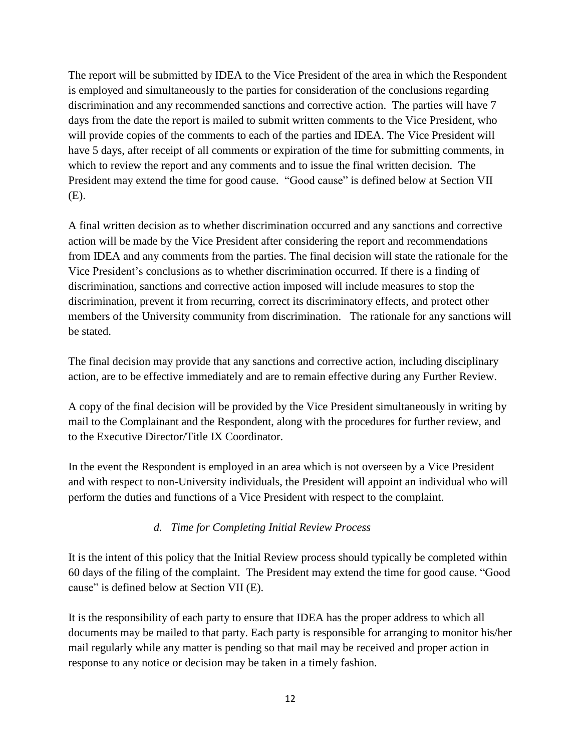The report will be submitted by IDEA to the Vice President of the area in which the Respondent is employed and simultaneously to the parties for consideration of the conclusions regarding discrimination and any recommended sanctions and corrective action. The parties will have 7 days from the date the report is mailed to submit written comments to the Vice President, who will provide copies of the comments to each of the parties and IDEA. The Vice President will have 5 days, after receipt of all comments or expiration of the time for submitting comments, in which to review the report and any comments and to issue the final written decision. The President may extend the time for good cause. "Good cause" is defined below at Section VII (E).

A final written decision as to whether discrimination occurred and any sanctions and corrective action will be made by the Vice President after considering the report and recommendations from IDEA and any comments from the parties. The final decision will state the rationale for the Vice President's conclusions as to whether discrimination occurred. If there is a finding of discrimination, sanctions and corrective action imposed will include measures to stop the discrimination, prevent it from recurring, correct its discriminatory effects, and protect other members of the University community from discrimination. The rationale for any sanctions will be stated.

The final decision may provide that any sanctions and corrective action, including disciplinary action, are to be effective immediately and are to remain effective during any Further Review.

A copy of the final decision will be provided by the Vice President simultaneously in writing by mail to the Complainant and the Respondent, along with the procedures for further review, and to the Executive Director/Title IX Coordinator.

In the event the Respondent is employed in an area which is not overseen by a Vice President and with respect to non-University individuals, the President will appoint an individual who will perform the duties and functions of a Vice President with respect to the complaint.

*d. Time for Completing Initial Review Process*

It is the intent of this policy that the Initial Review process should typically be completed within 60 days of the filing of the complaint. The President may extend the time for good cause. "Good cause" is defined below at Section VII (E).

It is the responsibility of each party to ensure that IDEA has the proper address to which all documents may be mailed to that party. Each party is responsible for arranging to monitor his/her mail regularly while any matter is pending so that mail may be received and proper action in response to any notice or decision may be taken in a timely fashion.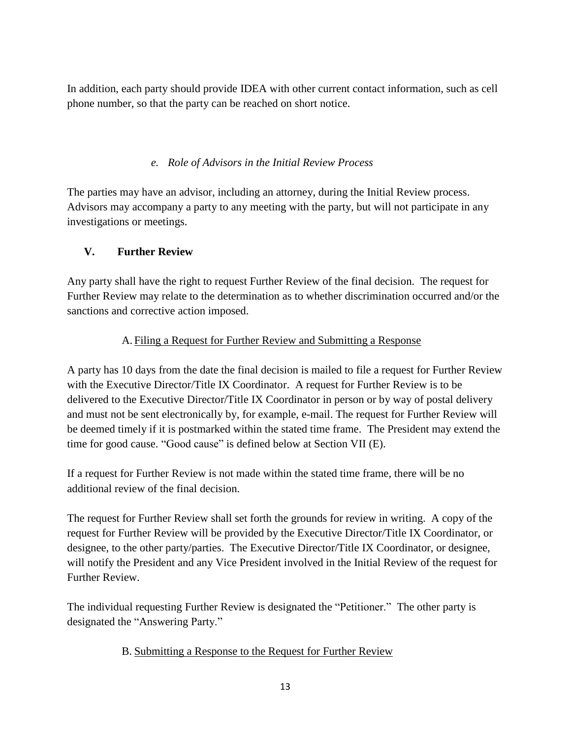In addition, each party should provide IDEA with other current contact information, such as cell phone number, so that the party can be reached on short notice.

#### *e. Role of Advisors in the Initial Review Process*

The parties may have an advisor, including an attorney, during the Initial Review process. Advisors may accompany a party to any meeting with the party, but will not participate in any investigations or meetings.

## V. Further Review

Any party shall have the right to request Further Review of the final decision. The request for Further Review may relate to the determination as to whether discrimination occurred and/or the sanctions and corrective action imposed.

### A. Filing a Request for Further Review and Submitting a Response

A party has 10 days from the date the final decision is mailed to file a request for Further Review with the Executive Director/Title IX Coordinator. A request for Further Review is to be delivered to the Executive Director/Title IX Coordinator in person or by way of postal delivery and must not be sent electronically by, for example, e-mail. The request for Further Review will be deemed timely if it is postmarked within the stated time frame. The President may extend the time for good cause. "Good cause" is defined below at Section VII (E).

If a request for Further Review is not made within the stated time frame, there will be no additional review of the final decision.

The request for Further Review shall set forth the grounds for review in writing. A copy of the request for Further Review will be provided by the Executive Director/Title IX Coordinator, or designee, to the other party/parties. The Executive Director/Title IX Coordinator, or designee, will notify the President and any Vice President involved in the Initial Review of the request for Further Review.

The individual requesting Further Review is designated the "Petitioner." The other party is designated the "Answering Party."

### B. Submitting a Response to the Request for Further Review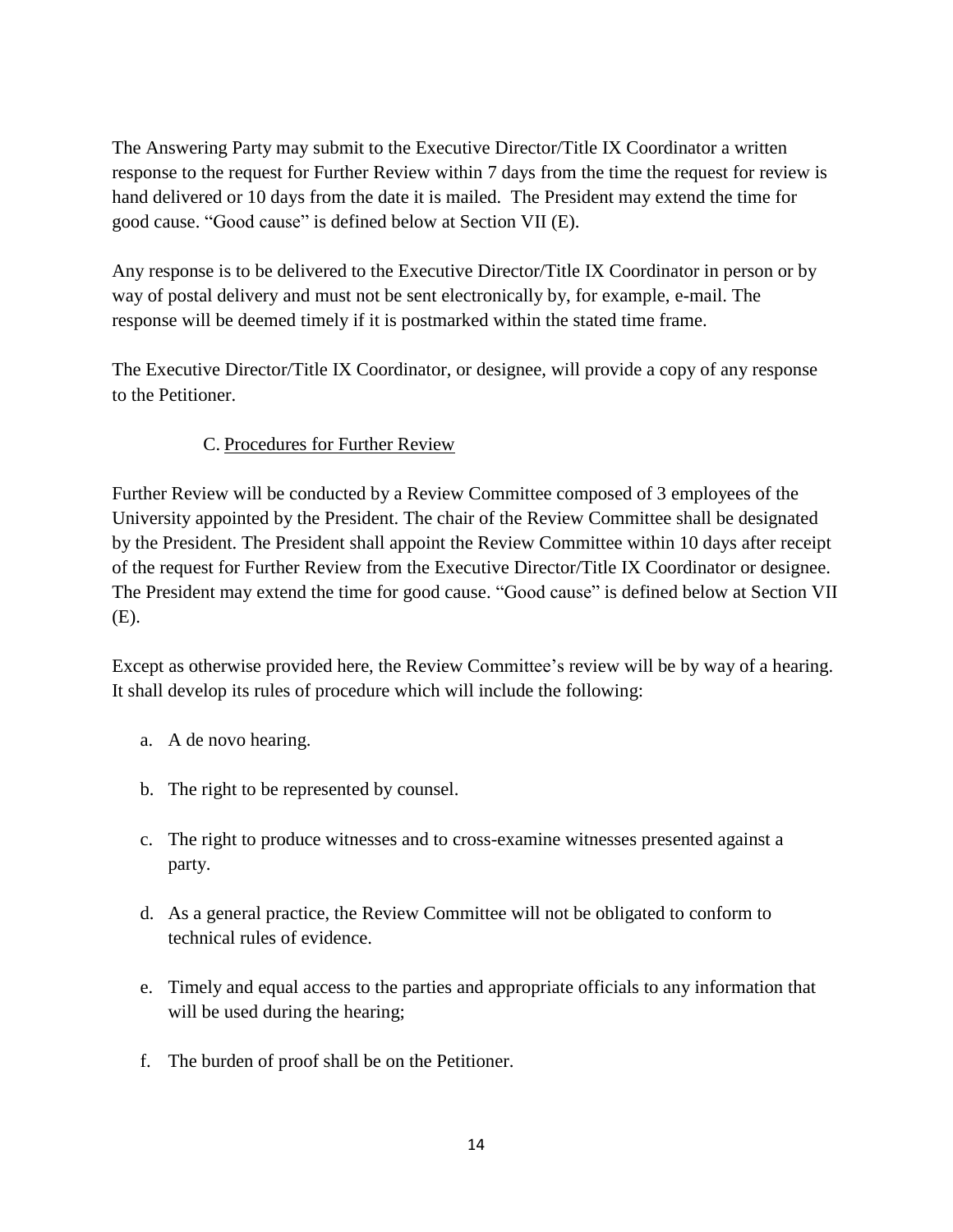The Answering Party may submit to the Executive Director/Title IX Coordinator a written response to the request for Further Review within 7 days from the time the request for review is hand delivered or 10 days from the date it is mailed. The President may extend the time for good cause. "Good cause" is defined below at Section VII (E).

Any response is to be delivered to the Executive Director/Title IX Coordinator in person or by way of postal delivery and must not be sent electronically by, for example, e-mail. The response will be deemed timely if it is postmarked within the stated time frame.

The Executive Director/Title IX Coordinator, or designee, will provide a copy of any response to the Petitioner.

C. Procedures for Further Review

Further Review will be conducted by a Review Committee composed of 3 employees of the University appointed by the President. The chair of the Review Committee shall be designated by the President. The President shall appoint the Review Committee within 10 days after receipt of the request for Further Review from the Executive Director/Title IX Coordinator or designee. The President may extend the time for good cause. "Good cause" is defined below at Section VII (E).

Except as otherwise provided here, the Review Committee's review will be by way of a hearing. It shall develop its rules of procedure which will include the following:

a. A de novo hearing.

b. The right to be represented by counsel.

c. The right to produce witnesses and to cross-examine witnesses presented against a party.

d. As a general practice, the Review Committee will not be obligated to conform to technical rules of evidence.

e. Timely and equal access to the parties and appropriate officials to any information that will be used during the hearing;

f. The burden of proof shall be on the Petitioner.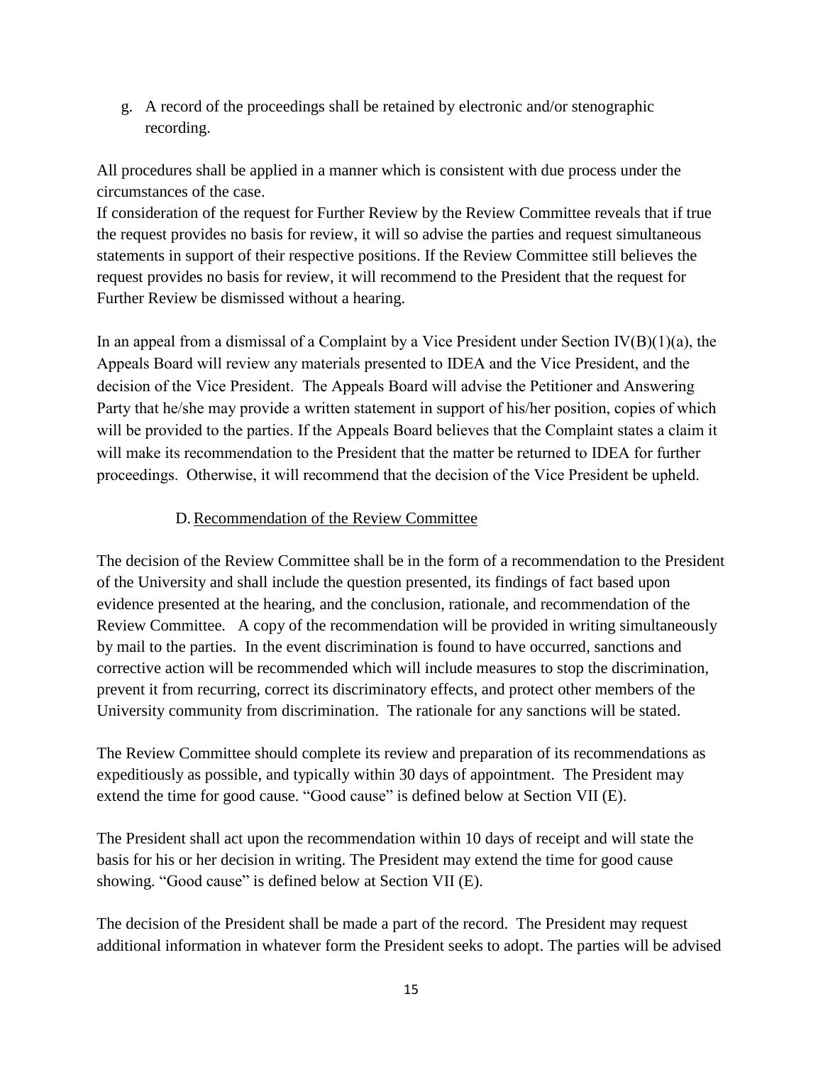g. A record of the proceedings shall be retained by electronic and/or stenographic recording.

All procedures shall be applied in a manner which is consistent with due process under the circumstances of the case.

If consideration of the request for Further Review by the Review Committee reveals that if true the request provides no basis for review, it will so advise the parties and request simultaneous statements in support of their respective positions. If the Review Committee still believes the request provides no basis for review, it will recommend to the President that the request for Further Review be dismissed without a hearing.

In an appeal from a dismissal of a Complaint by a Vice President under Section IV(B)(1)(a), the Appeals Board will review any materials presented to IDEA and the Vice President, and the decision of the Vice President. The Appeals Board will advise the Petitioner and Answering Party that he/she may provide a written statement in support of his/her position, copies of which will be provided to the parties. If the Appeals Board believes that the Complaint states a claim it will make its recommendation to the President that the matter be returned to IDEA for further proceedings. Otherwise, it will recommend that the decision of the Vice President be upheld.

### D. Recommendation of the Review Committee

The decision of the Review Committee shall be in the form of a recommendation to the President of the University and shall include the question presented, its findings of fact based upon evidence presented at the hearing, and the conclusion, rationale, and recommendation of the Review Committee. A copy of the recommendation will be provided in writing simultaneously by mail to the parties. In the event discrimination is found to have occurred, sanctions and corrective action will be recommended which will include measures to stop the discrimination, prevent it from recurring, correct its discriminatory effects, and protect other members of the University community from discrimination. The rationale for any sanctions will be stated.

The Review Committee should complete its review and preparation of its recommendations as expeditiously as possible, and typically within 30 days of appointment. The President may extend the time for good cause. "Good cause" is defined below at Section VII (E).

The President shall act upon the recommendation within 10 days of receipt and will state the basis for his or her decision in writing. The President may extend the time for good cause showing. "Good cause" is defined below at Section VII (E).

The decision of the President shall be made a part of the record. The President may request additional information in whatever form the President seeks to adopt. The parties will be advised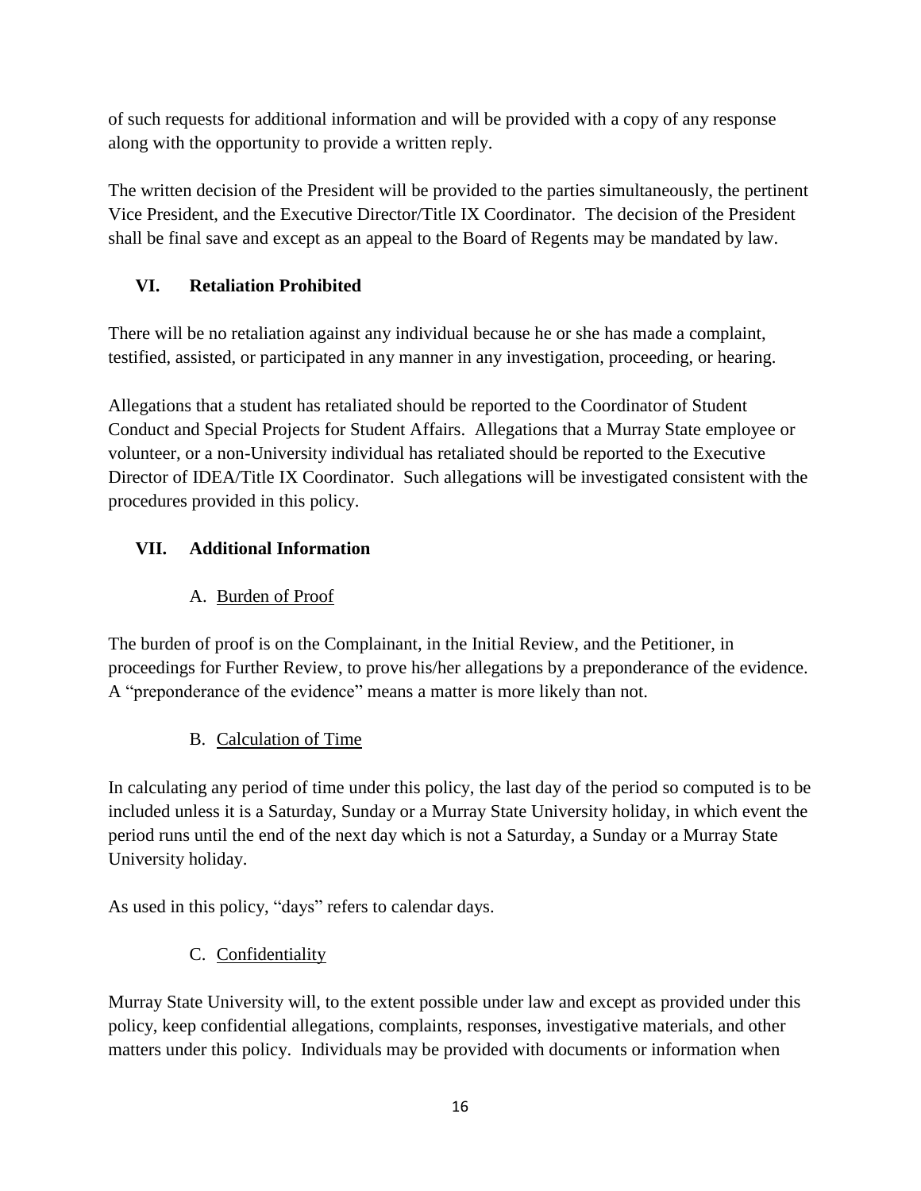of such requests for additional information and will be provided with a copy of any response along with the opportunity to provide a written reply.

The written decision of the President will be provided to the parties simultaneously, the pertinent Vice President, and the Executive Director/Title IX Coordinator. The decision of the President shall be final save and except as an appeal to the Board of Regents may be mandated by law.

## VI. Retaliation Prohibited

There will be no retaliation against any individual because he or she has made a complaint, testified, assisted, or participated in any manner in any investigation, proceeding, or hearing.

Allegations that a student has retaliated should be reported to the Coordinator of Student Conduct and Special Projects for Student Affairs. Allegations that a Murray State employee or volunteer, or a non-University individual has retaliated should be reported to the Executive Director of IDEA/Title IX Coordinator. Such allegations will be investigated consistent with the procedures provided in this policy.

## VII. Additional Information

### A. Burden of Proof

The burden of proof is on the Complainant, in the Initial Review, and the Petitioner, in proceedings for Further Review, to prove his/her allegations by a preponderance of the evidence. A "preponderance of the evidence" means a matter is more likely than not.

### B. Calculation of Time

In calculating any period of time under this policy, the last day of the period so computed is to be included unless it is a Saturday, Sunday or a Murray State University holiday, in which event the period runs until the end of the next day which is not a Saturday, a Sunday or a Murray State University holiday.

As used in this policy, "days" refers to calendar days.

### C. Confidentiality

Murray State University will, to the extent possible under law and except as provided under this policy, keep confidential allegations, complaints, responses, investigative materials, and other matters under this policy. Individuals may be provided with documents or information when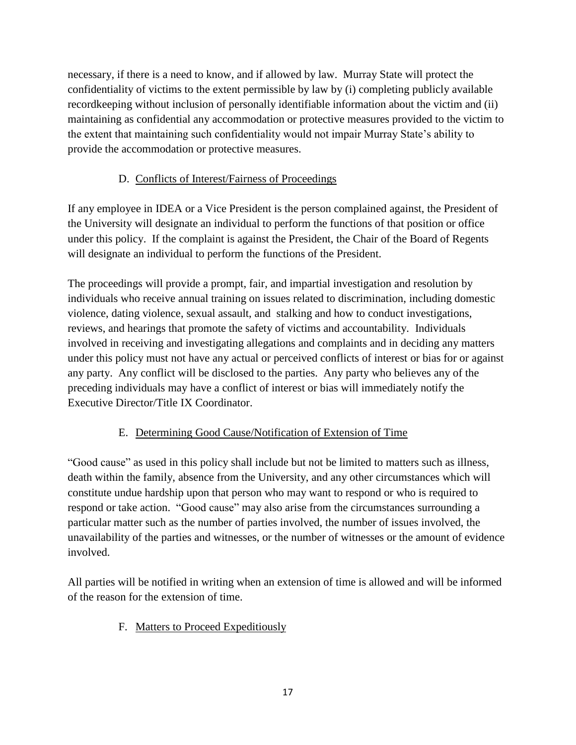necessary, if there is a need to know, and if allowed by law. Murray State will protect the confidentiality of victims to the extent permissible by law by (i) completing publicly available recordkeeping without inclusion of personally identifiable information about the victim and (ii) maintaining as confidential any accommodation or protective measures provided to the victim to the extent that maintaining such confidentiality would not impair Murray State's ability to provide the accommodation or protective measures.

### D. Conflicts of Interest/Fairness of Proceedings

If any employee in IDEA or a Vice President is the person complained against, the President of the University will designate an individual to perform the functions of that position or office under this policy. If the complaint is against the President, the Chair of the Board of Regents will designate an individual to perform the functions of the President.

The proceedings will provide a prompt, fair, and impartial investigation and resolution by individuals who receive annual training on issues related to discrimination, including domestic violence, dating violence, sexual assault, and stalking and how to conduct investigations, reviews, and hearings that promote the safety of victims and accountability. Individuals involved in receiving and investigating allegations and complaints and in deciding any matters under this policy must not have any actual or perceived conflicts of interest or bias for or against any party. Any conflict will be disclosed to the parties. Any party who believes any of the preceding individuals may have a conflict of interest or bias will immediately notify the Executive Director/Title IX Coordinator.

### E. Determining Good Cause/Notification of Extension of Time

"Good cause" as used in this policy shall include but not be limited to matters such as illness, death within the family, absence from the University, and any other circumstances which will constitute undue hardship upon that person who may want to respond or who is required to respond or take action. "Good cause" may also arise from the circumstances surrounding a particular matter such as the number of parties involved, the number of issues involved, the unavailability of the parties and witnesses, or the number of witnesses or the amount of evidence involved.

All parties will be notified in writing when an extension of time is allowed and will be informed of the reason for the extension of time.

### F. Matters to Proceed Expeditiously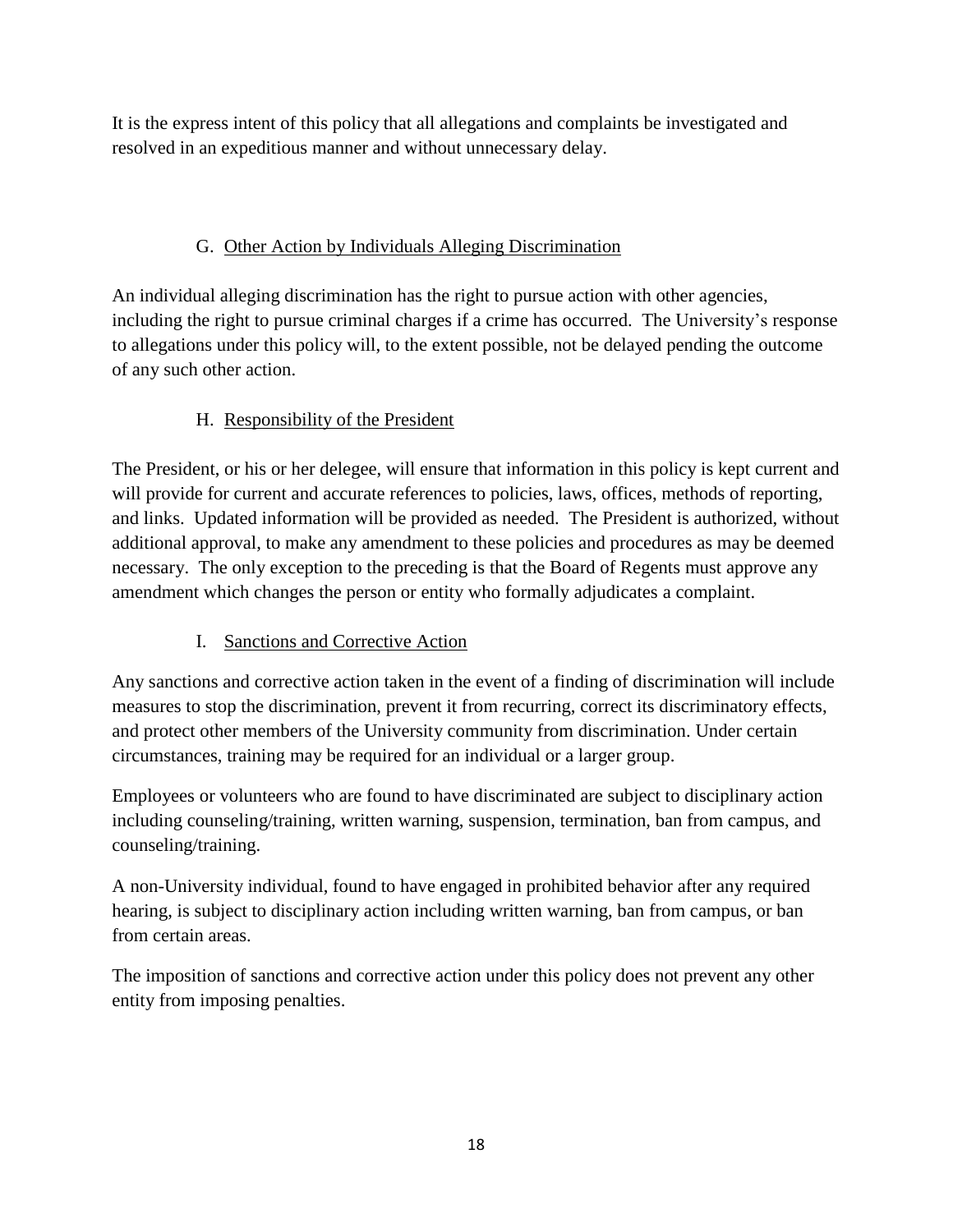It is the express intent of this policy that all allegations and complaints be investigated and resolved in an expeditious manner and without unnecessary delay.

### G. Other Action by Individuals Alleging Discrimination

An individual alleging discrimination has the right to pursue action with other agencies, including the right to pursue criminal charges if a crime has occurred. The University's response to allegations under this policy will, to the extent possible, not be delayed pending the outcome of any such other action.

### H. Responsibility of the President

The President, or his or her delegee, will ensure that information in this policy is kept current and will provide for current and accurate references to policies, laws, offices, methods of reporting, and links. Updated information will be provided as needed. The President is authorized, without additional approval, to make any amendment to these policies and procedures as may be deemed necessary. The only exception to the preceding is that the Board of Regents must approve any amendment which changes the person or entity who formally adjudicates a complaint.

### I. Sanctions and Corrective Action

Any sanctions and corrective action taken in the event of a finding of discrimination will include measures to stop the discrimination, prevent it from recurring, correct its discriminatory effects, and protect other members of the University community from discrimination. Under certain circumstances, training may be required for an individual or a larger group.

Employees or volunteers who are found to have discriminated are subject to disciplinary action including counseling/training, written warning, suspension, termination, ban from campus, and counseling/training.

A non-University individual, found to have engaged in prohibited behavior after any required hearing, is subject to disciplinary action including written warning, ban from campus, or ban from certain areas.

The imposition of sanctions and corrective action under this policy does not prevent any other entity from imposing penalties.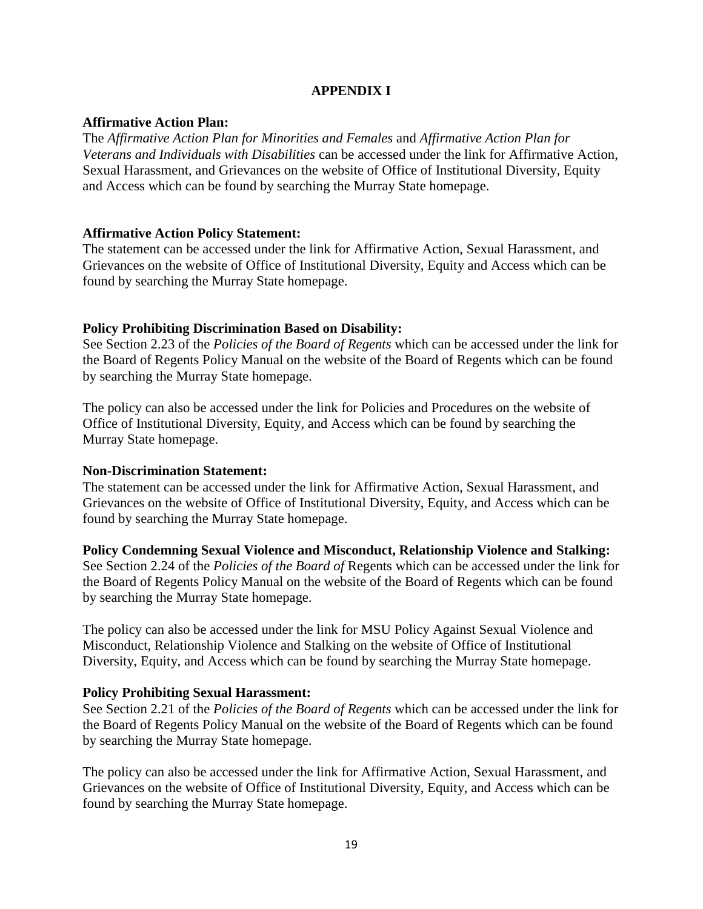# APPENDIX I

**Affirmative Action Plan:**
The *Affirmative Action Plan for Minorities and Females* and *Affirmative Action Plan for Veterans and Individuals with Disabilities* can be accessed under the link for Affirmative Action, Sexual Harassment, and Grievances on the website of Office of Institutional Diversity, Equity and Access which can be found by searching the Murray State homepage.

**Affirmative Action Policy Statement:**
The statement can be accessed under the link for Affirmative Action, Sexual Harassment, and Grievances on the website of Office of Institutional Diversity, Equity and Access which can be found by searching the Murray State homepage.

**Policy Prohibiting Discrimination Based on Disability:**
See Section 2.23 of the *Policies of the Board of Regents* which can be accessed under the link for the Board of Regents Policy Manual on the website of the Board of Regents which can be found by searching the Murray State homepage.

The policy can also be accessed under the link for Policies and Procedures on the website of Office of Institutional Diversity, Equity, and Access which can be found by searching the Murray State homepage.

**Non-Discrimination Statement:**
The statement can be accessed under the link for Affirmative Action, Sexual Harassment, and Grievances on the website of Office of Institutional Diversity, Equity, and Access which can be found by searching the Murray State homepage.

**Policy Condemning Sexual Violence and Misconduct, Relationship Violence and Stalking:**
See Section 2.24 of the *Policies of the Board of* Regents which can be accessed under the link for the Board of Regents Policy Manual on the website of the Board of Regents which can be found by searching the Murray State homepage.

The policy can also be accessed under the link for MSU Policy Against Sexual Violence and Misconduct, Relationship Violence and Stalking on the website of Office of Institutional Diversity, Equity, and Access which can be found by searching the Murray State homepage.

**Policy Prohibiting Sexual Harassment:**
See Section 2.21 of the *Policies of the Board of Regents* which can be accessed under the link for the Board of Regents Policy Manual on the website of the Board of Regents which can be found by searching the Murray State homepage.

The policy can also be accessed under the link for Affirmative Action, Sexual Harassment, and Grievances on the website of Office of Institutional Diversity, Equity, and Access which can be found by searching the Murray State homepage.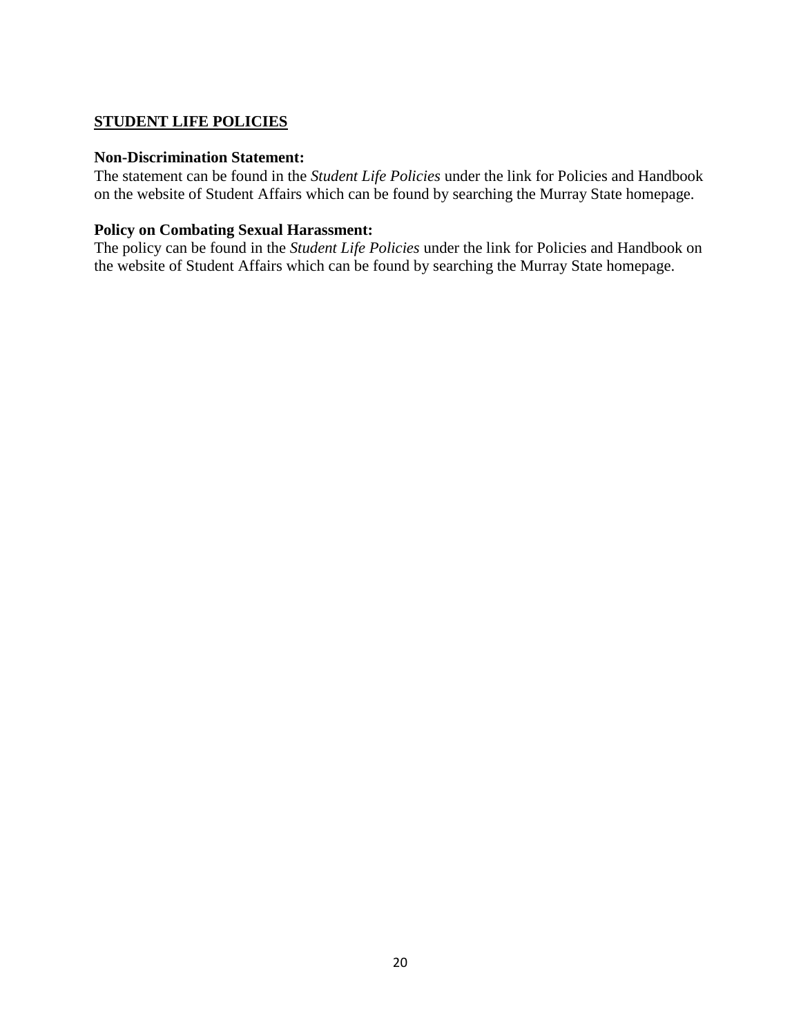## STUDENT LIFE POLICIES

**Non-Discrimination Statement:**
The statement can be found in the *Student Life Policies* under the link for Policies and Handbook on the website of Student Affairs which can be found by searching the Murray State homepage.

**Policy on Combating Sexual Harassment:**
The policy can be found in the *Student Life Policies* under the link for Policies and Handbook on the website of Student Affairs which can be found by searching the Murray State homepage.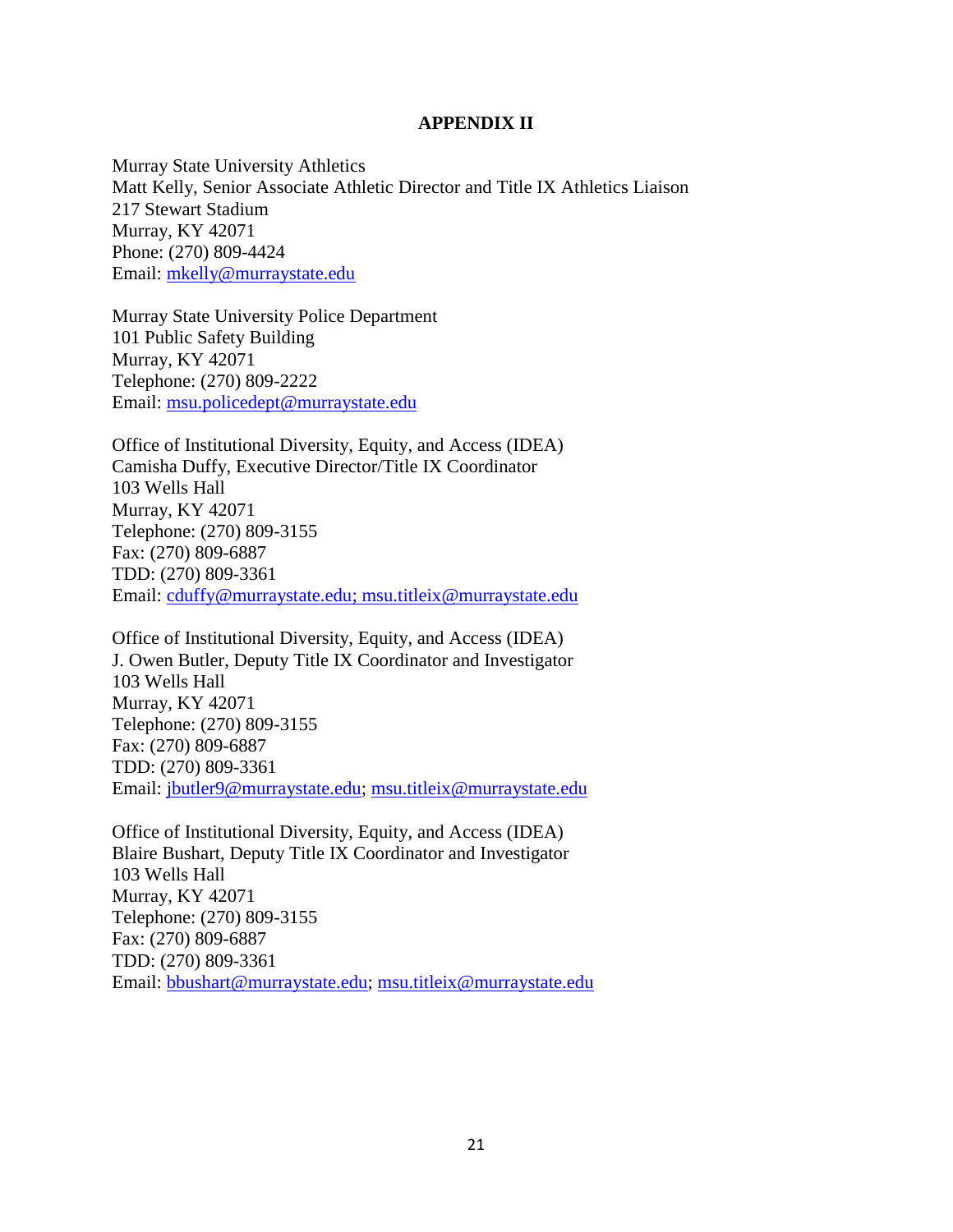# APPENDIX II

Murray State University Athletics  
Matt Kelly, Senior Associate Athletic Director and Title IX Athletics Liaison  
217 Stewart Stadium  
Murray, KY 42071  
Phone: (270) 809-4424  
Email: mkelly@murraystate.edu

Murray State University Police Department  
101 Public Safety Building  
Murray, KY 42071  
Telephone: (270) 809-2222  
Email: msu.policedept@murraystate.edu

Office of Institutional Diversity, Equity, and Access (IDEA)  
Camisha Duffy, Executive Director/Title IX Coordinator  
103 Wells Hall  
Murray, KY 42071  
Telephone: (270) 809-3155  
Fax: (270) 809-6887  
TDD: (270) 809-3361  
Email: cduffy@murraystate.edu; msu.titleix@murraystate.edu

Office of Institutional Diversity, Equity, and Access (IDEA)  
J. Owen Butler, Deputy Title IX Coordinator and Investigator  
103 Wells Hall  
Murray, KY 42071  
Telephone: (270) 809-3155  
Fax: (270) 809-6887  
TDD: (270) 809-3361  
Email: jbutler9@murraystate.edu; msu.titleix@murraystate.edu

Office of Institutional Diversity, Equity, and Access (IDEA)  
Blaire Bushart, Deputy Title IX Coordinator and Investigator  
103 Wells Hall  
Murray, KY 42071  
Telephone: (270) 809-3155  
Fax: (270) 809-6887  
TDD: (270) 809-3361  
Email: bbushart@murraystate.edu; msu.titleix@murraystate.edu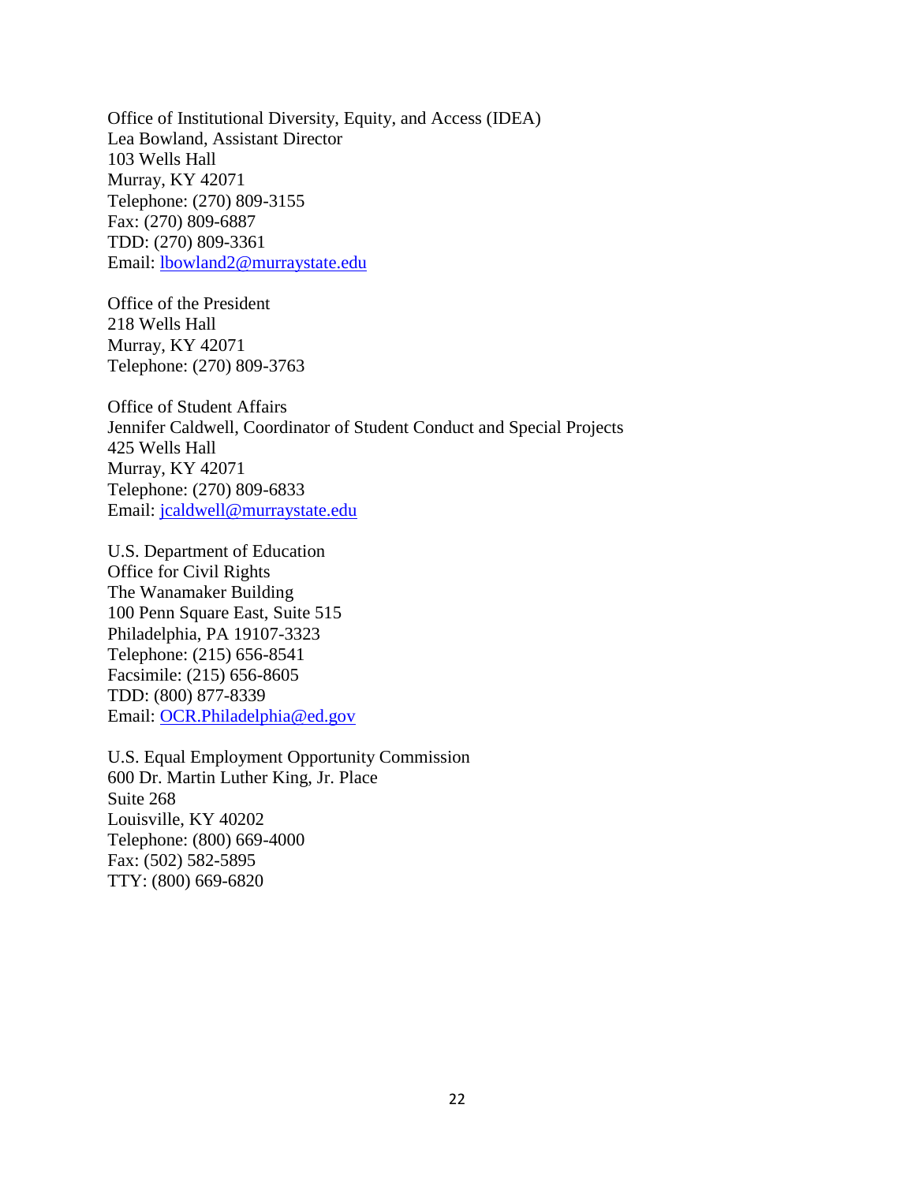Office of Institutional Diversity, Equity, and Access (IDEA)
Lea Bowland, Assistant Director
103 Wells Hall
Murray, KY 42071
Telephone: (270) 809-3155
Fax: (270) 809-6887
TDD: (270) 809-3361
Email: lbowland2@murraystate.edu

Office of the President
218 Wells Hall
Murray, KY 42071
Telephone: (270) 809-3763

Office of Student Affairs
Jennifer Caldwell, Coordinator of Student Conduct and Special Projects
425 Wells Hall
Murray, KY 42071
Telephone: (270) 809-6833
Email: jcaldwell@murraystate.edu

U.S. Department of Education
Office for Civil Rights
The Wanamaker Building
100 Penn Square East, Suite 515
Philadelphia, PA 19107-3323
Telephone: (215) 656-8541
Facsimile: (215) 656-8605
TDD: (800) 877-8339
Email: OCR.Philadelphia@ed.gov

U.S. Equal Employment Opportunity Commission
600 Dr. Martin Luther King, Jr. Place
Suite 268
Louisville, KY 40202
Telephone: (800) 669-4000
Fax: (502) 582-5895
TTY: (800) 669-6820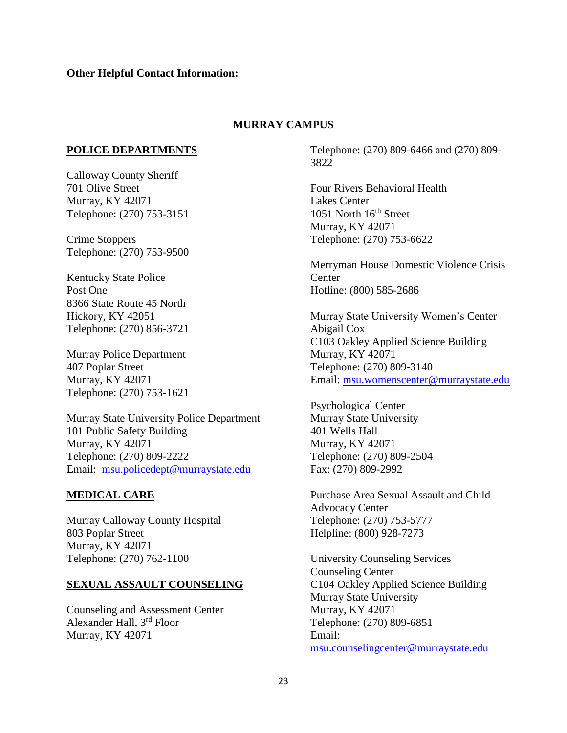**Other Helpful Contact Information:**

## MURRAY CAMPUS

### POLICE DEPARTMENTS

Calloway County Sheriff
701 Olive Street
Murray, KY 42071
Telephone: (270) 753-3151

Crime Stoppers
Telephone: (270) 753-9500

Kentucky State Police
Post One
8366 State Route 45 North
Hickory, KY 42051
Telephone: (270) 856-3721

Murray Police Department
407 Poplar Street
Murray, KY 42071
Telephone: (270) 753-1621

Murray State University Police Department
101 Public Safety Building
Murray, KY 42071
Telephone: (270) 809-2222
Email: msu.policedept@murraystate.edu

### MEDICAL CARE

Murray Calloway County Hospital
803 Poplar Street
Murray, KY 42071
Telephone: (270) 762-1100

### SEXUAL ASSAULT COUNSELING

Counseling and Assessment Center
Alexander Hall, 3rd Floor
Murray, KY 42071
Telephone: (270) 809-6466 and (270) 809-3822

Four Rivers Behavioral Health
Lakes Center
1051 North 16th Street
Murray, KY 42071
Telephone: (270) 753-6622

Merryman House Domestic Violence Crisis Center
Hotline: (800) 585-2686

Murray State University Women's Center
Abigail Cox
C103 Oakley Applied Science Building
Murray, KY 42071
Telephone: (270) 809-3140
Email: msu.womenscenter@murraystate.edu

Psychological Center
Murray State University
401 Wells Hall
Murray, KY 42071
Telephone: (270) 809-2504
Fax: (270) 809-2992

Purchase Area Sexual Assault and Child Advocacy Center
Telephone: (270) 753-5777
Helpline: (800) 928-7273

University Counseling Services
Counseling Center
C104 Oakley Applied Science Building
Murray State University
Murray, KY 42071
Telephone: (270) 809-6851
Email: msu.counselingcenter@murraystate.edu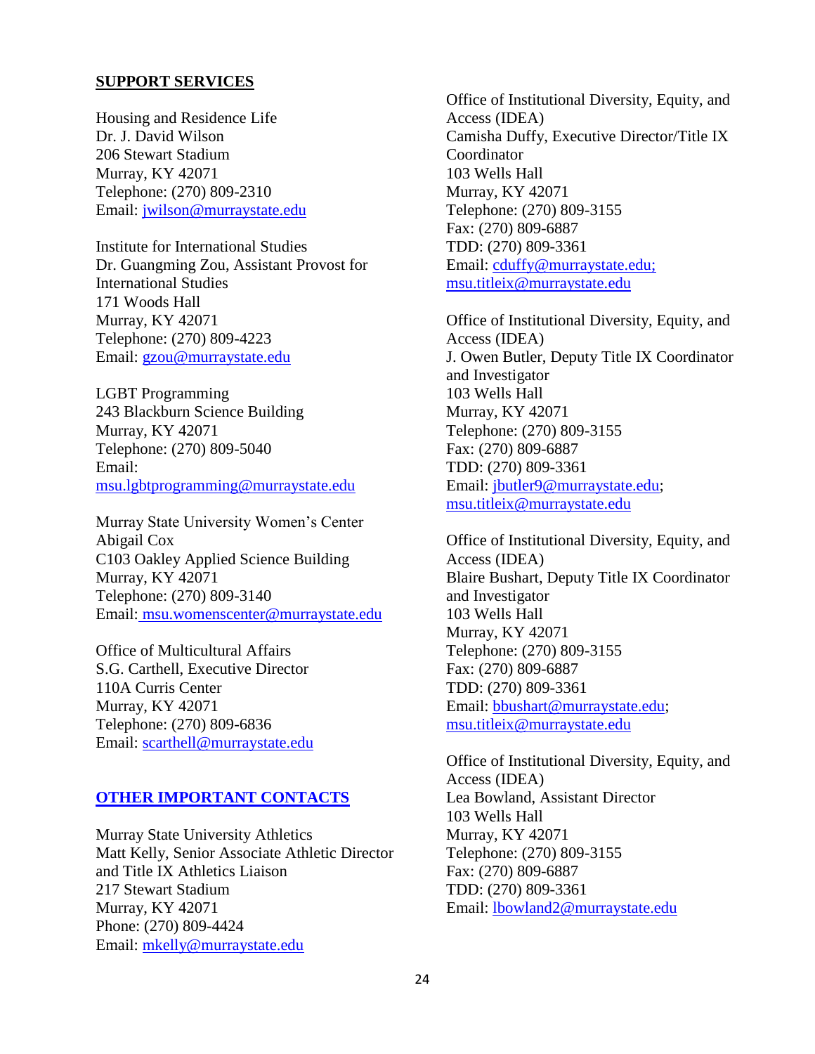## SUPPORT SERVICES

Housing and Residence Life
Dr. J. David Wilson
206 Stewart Stadium
Murray, KY 42071
Telephone: (270) 809-2310
Email: jwilson@murraystate.edu

Institute for International Studies
Dr. Guangming Zou, Assistant Provost for International Studies
171 Woods Hall
Murray, KY 42071
Telephone: (270) 809-4223
Email: gzou@murraystate.edu

LGBT Programming
243 Blackburn Science Building
Murray, KY 42071
Telephone: (270) 809-5040
Email:
msu.lgbtprogramming@murraystate.edu

Murray State University Women's Center
Abigail Cox
C103 Oakley Applied Science Building
Murray, KY 42071
Telephone: (270) 809-3140
Email: msu.womenscenter@murraystate.edu

Office of Multicultural Affairs
S.G. Carthell, Executive Director
110A Curris Center
Murray, KY 42071
Telephone: (270) 809-6836
Email: scarthell@murraystate.edu

## OTHER IMPORTANT CONTACTS

Murray State University Athletics
Matt Kelly, Senior Associate Athletic Director and Title IX Athletics Liaison
217 Stewart Stadium
Murray, KY 42071
Phone: (270) 809-4424
Email: mkelly@murraystate.edu

Office of Institutional Diversity, Equity, and Access (IDEA)
Camisha Duffy, Executive Director/Title IX Coordinator
103 Wells Hall
Murray, KY 42071
Telephone: (270) 809-3155
Fax: (270) 809-6887
TDD: (270) 809-3361
Email: cduffy@murraystate.edu; msu.titleix@murraystate.edu

Office of Institutional Diversity, Equity, and Access (IDEA)
J. Owen Butler, Deputy Title IX Coordinator and Investigator
103 Wells Hall
Murray, KY 42071
Telephone: (270) 809-3155
Fax: (270) 809-6887
TDD: (270) 809-3361
Email: jbutler9@murraystate.edu; msu.titleix@murraystate.edu

Office of Institutional Diversity, Equity, and Access (IDEA)
Blaire Bushart, Deputy Title IX Coordinator and Investigator
103 Wells Hall
Murray, KY 42071
Telephone: (270) 809-3155
Fax: (270) 809-6887
TDD: (270) 809-3361
Email: bbushart@murraystate.edu; msu.titleix@murraystate.edu

Office of Institutional Diversity, Equity, and Access (IDEA)
Lea Bowland, Assistant Director
103 Wells Hall
Murray, KY 42071
Telephone: (270) 809-3155
Fax: (270) 809-6887
TDD: (270) 809-3361
Email: lbowland2@murraystate.edu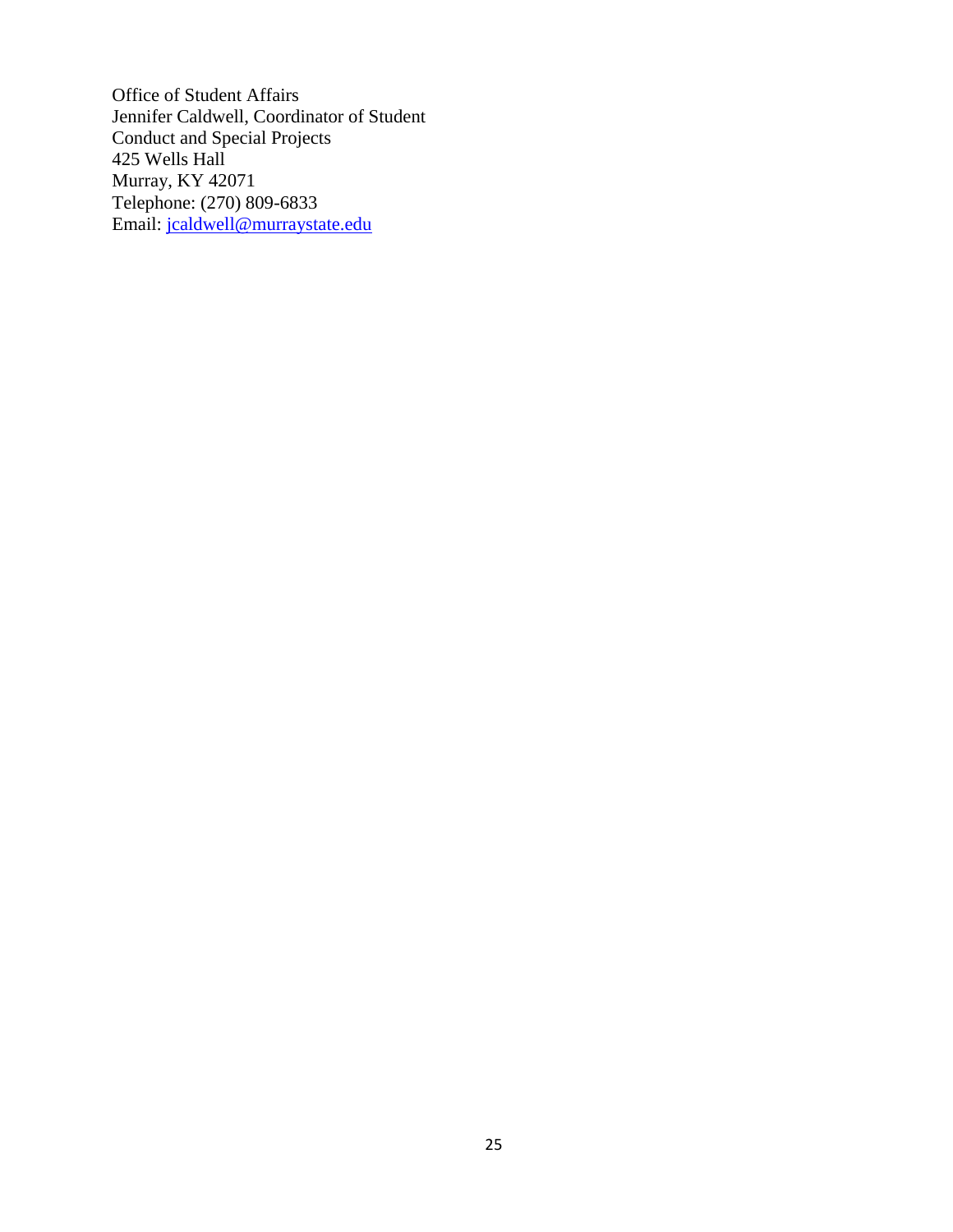Office of Student Affairs  
Jennifer Caldwell, Coordinator of Student Conduct and Special Projects  
425 Wells Hall  
Murray, KY 42071  
Telephone: (270) 809-6833  
Email: jcaldwell@murraystate.edu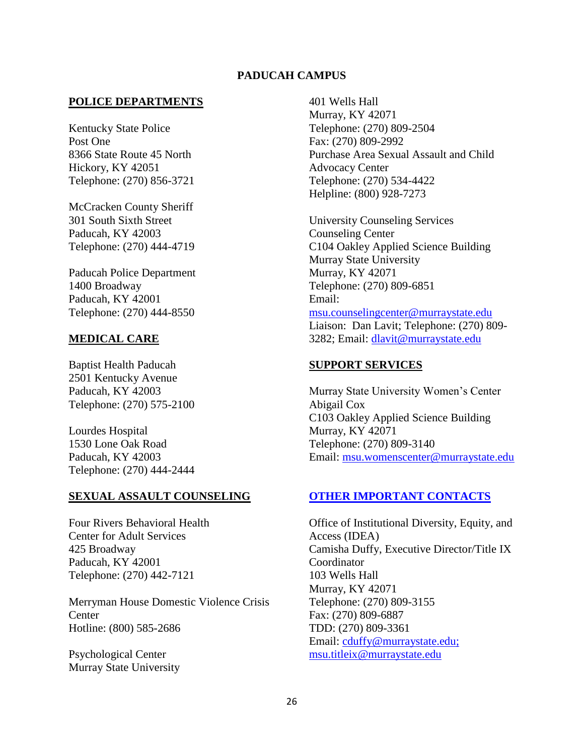# PADUCAH CAMPUS

## POLICE DEPARTMENTS

Kentucky State Police
Post One
8366 State Route 45 North
Hickory, KY 42051
Telephone: (270) 856-3721

McCracken County Sheriff
301 South Sixth Street
Paducah, KY 42003
Telephone: (270) 444-4719

Paducah Police Department
1400 Broadway
Paducah, KY 42001
Telephone: (270) 444-8550

## MEDICAL CARE

Baptist Health Paducah
2501 Kentucky Avenue
Paducah, KY 42003
Telephone: (270) 575-2100

Lourdes Hospital
1530 Lone Oak Road
Paducah, KY 42003
Telephone: (270) 444-2444

## SEXUAL ASSAULT COUNSELING

Four Rivers Behavioral Health
Center for Adult Services
425 Broadway
Paducah, KY 42001
Telephone: (270) 442-7121

Merryman House Domestic Violence Crisis Center
Hotline: (800) 585-2686

Psychological Center
Murray State University
401 Wells Hall
Murray, KY 42071
Telephone: (270) 809-2504
Fax: (270) 809-2992

Purchase Area Sexual Assault and Child Advocacy Center
Telephone: (270) 534-4422
Helpline: (800) 928-7273

University Counseling Services
Counseling Center
C104 Oakley Applied Science Building
Murray State University
Murray, KY 42071
Telephone: (270) 809-6851
Email: msu.counselingcenter@murraystate.edu
Liaison: Dan Lavit; Telephone: (270) 809-3282; Email: dlavit@murraystate.edu

## SUPPORT SERVICES

Murray State University Women's Center
Abigail Cox
C103 Oakley Applied Science Building
Murray, KY 42071
Telephone: (270) 809-3140
Email: msu.womenscenter@murraystate.edu

## OTHER IMPORTANT CONTACTS

Office of Institutional Diversity, Equity, and Access (IDEA)
Camisha Duffy, Executive Director/Title IX Coordinator
103 Wells Hall
Murray, KY 42071
Telephone: (270) 809-3155
Fax: (270) 809-6887
TDD: (270) 809-3361
Email: cduffy@murraystate.edu; msu.titleix@murraystate.edu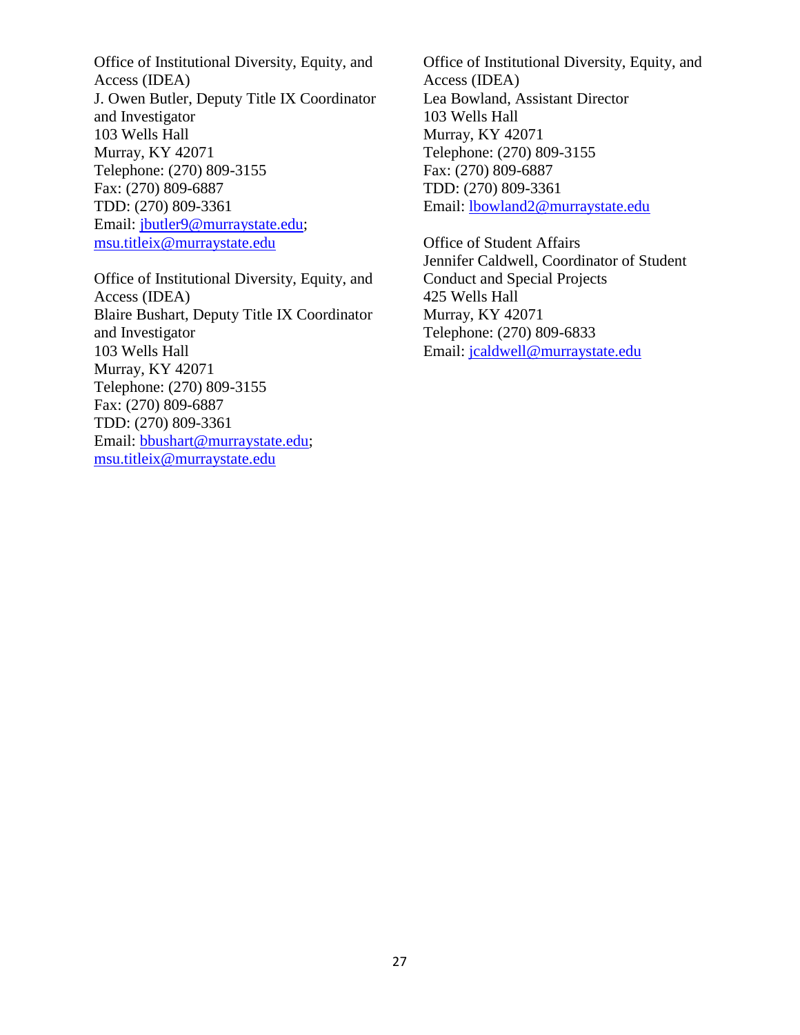Office of Institutional Diversity, Equity, and Access (IDEA)
J. Owen Butler, Deputy Title IX Coordinator and Investigator
103 Wells Hall
Murray, KY 42071
Telephone: (270) 809-3155
Fax: (270) 809-6887
TDD: (270) 809-3361
Email: jbutler9@murraystate.edu; msu.titleix@murraystate.edu

Office of Institutional Diversity, Equity, and Access (IDEA)
Blaire Bushart, Deputy Title IX Coordinator and Investigator
103 Wells Hall
Murray, KY 42071
Telephone: (270) 809-3155
Fax: (270) 809-6887
TDD: (270) 809-3361
Email: bbushart@murraystate.edu; msu.titleix@murraystate.edu

Office of Institutional Diversity, Equity, and Access (IDEA)
Lea Bowland, Assistant Director
103 Wells Hall
Murray, KY 42071
Telephone: (270) 809-3155
Fax: (270) 809-6887
TDD: (270) 809-3361
Email: lbowland2@murraystate.edu

Office of Student Affairs
Jennifer Caldwell, Coordinator of Student Conduct and Special Projects
425 Wells Hall
Murray, KY 42071
Telephone: (270) 809-6833
Email: jcaldwell@murraystate.edu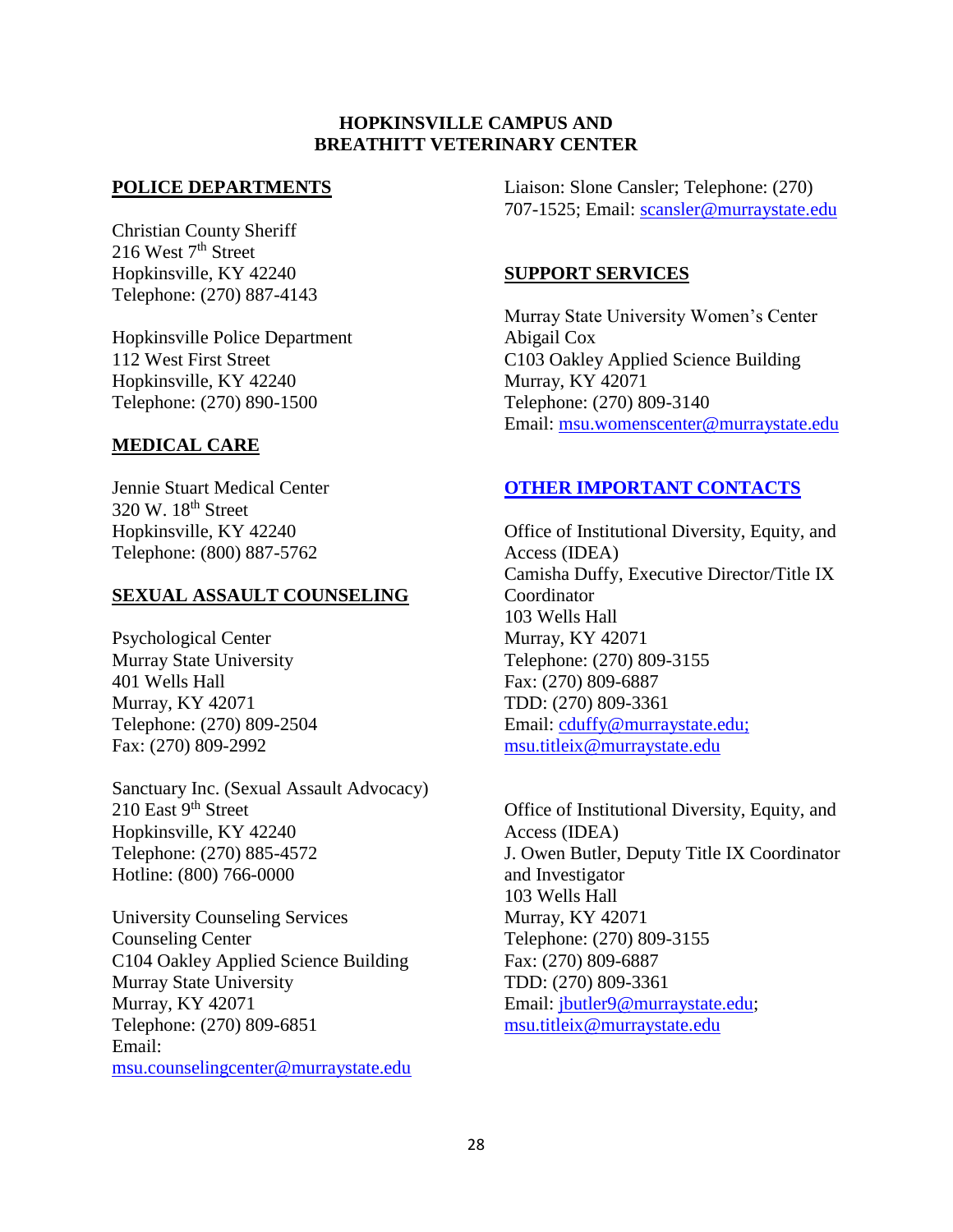## HOPKINSVILLE CAMPUS AND BREATHITT VETERINARY CENTER

**POLICE DEPARTMENTS**

Christian County Sheriff
216 West 7th Street
Hopkinsville, KY 42240
Telephone: (270) 887-4143

Hopkinsville Police Department
112 West First Street
Hopkinsville, KY 42240
Telephone: (270) 890-1500

**MEDICAL CARE**

Jennie Stuart Medical Center
320 W. 18th Street
Hopkinsville, KY 42240
Telephone: (800) 887-5762

**SEXUAL ASSAULT COUNSELING**

Psychological Center
Murray State University
401 Wells Hall
Murray, KY 42071
Telephone: (270) 809-2504
Fax: (270) 809-2992

Sanctuary Inc. (Sexual Assault Advocacy)
210 East 9th Street
Hopkinsville, KY 42240
Telephone: (270) 885-4572
Hotline: (800) 766-0000

University Counseling Services
Counseling Center
C104 Oakley Applied Science Building
Murray State University
Murray, KY 42071
Telephone: (270) 809-6851
Email:
msu.counselingcenter@murraystate.edu

Liaison: Slone Cansler; Telephone: (270) 707-1525; Email: scansler@murraystate.edu

**SUPPORT SERVICES**

Murray State University Women's Center
Abigail Cox
C103 Oakley Applied Science Building
Murray, KY 42071
Telephone: (270) 809-3140
Email: msu.womenscenter@murraystate.edu

**OTHER IMPORTANT CONTACTS**

Office of Institutional Diversity, Equity, and Access (IDEA)
Camisha Duffy, Executive Director/Title IX Coordinator
103 Wells Hall
Murray, KY 42071
Telephone: (270) 809-3155
Fax: (270) 809-6887
TDD: (270) 809-3361
Email: cduffy@murraystate.edu; msu.titleix@murraystate.edu

Office of Institutional Diversity, Equity, and Access (IDEA)
J. Owen Butler, Deputy Title IX Coordinator and Investigator
103 Wells Hall
Murray, KY 42071
Telephone: (270) 809-3155
Fax: (270) 809-6887
TDD: (270) 809-3361
Email: jbutler9@murraystate.edu; msu.titleix@murraystate.edu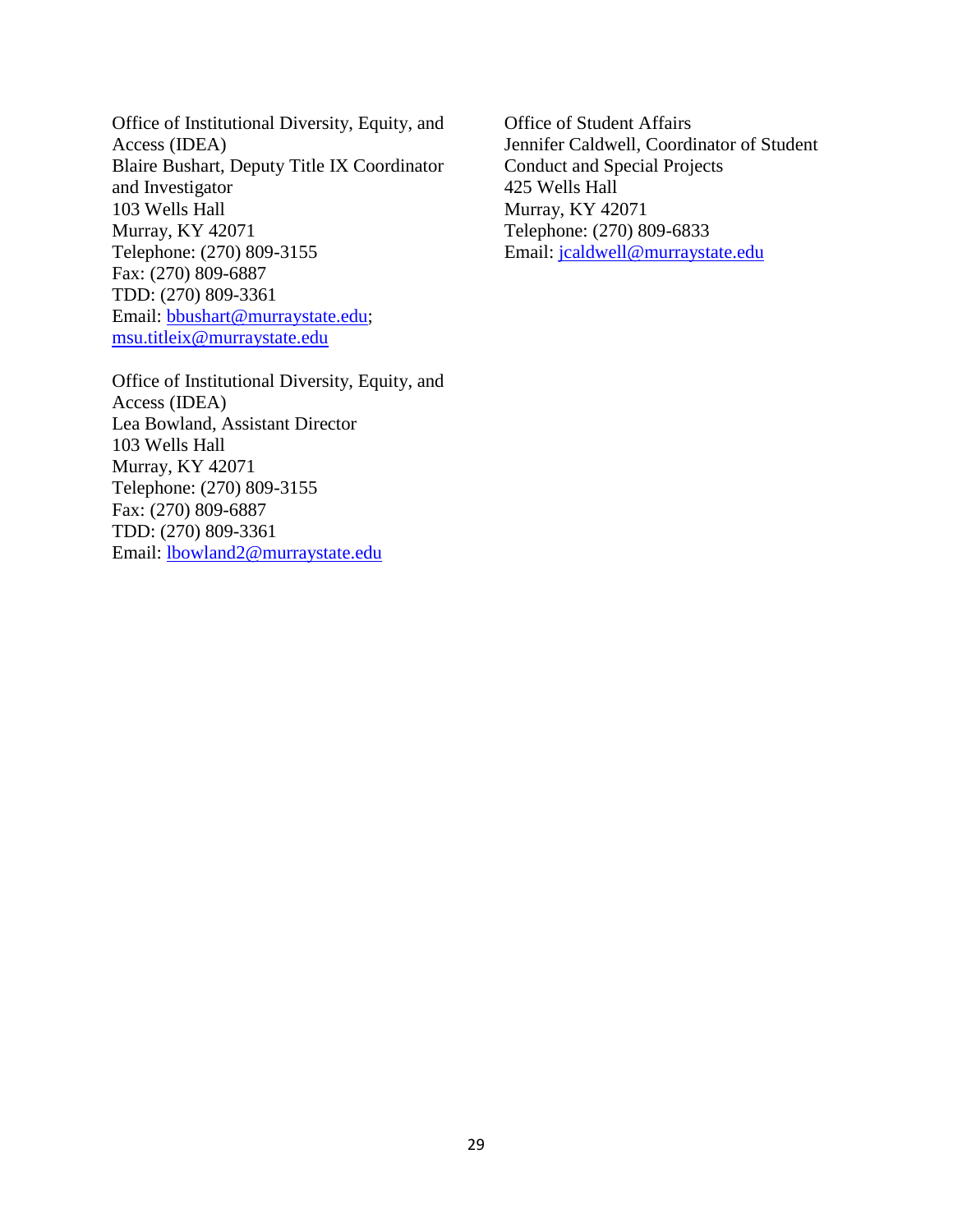Office of Institutional Diversity, Equity, and Access (IDEA)
Blaire Bushart, Deputy Title IX Coordinator and Investigator
103 Wells Hall
Murray, KY 42071
Telephone: (270) 809-3155
Fax: (270) 809-6887
TDD: (270) 809-3361
Email: bbushart@murraystate.edu; msu.titleix@murraystate.edu

Office of Institutional Diversity, Equity, and Access (IDEA)
Lea Bowland, Assistant Director
103 Wells Hall
Murray, KY 42071
Telephone: (270) 809-3155
Fax: (270) 809-6887
TDD: (270) 809-3361
Email: lbowland2@murraystate.edu

Office of Student Affairs
Jennifer Caldwell, Coordinator of Student Conduct and Special Projects
425 Wells Hall
Murray, KY 42071
Telephone: (270) 809-6833
Email: jcaldwell@murraystate.edu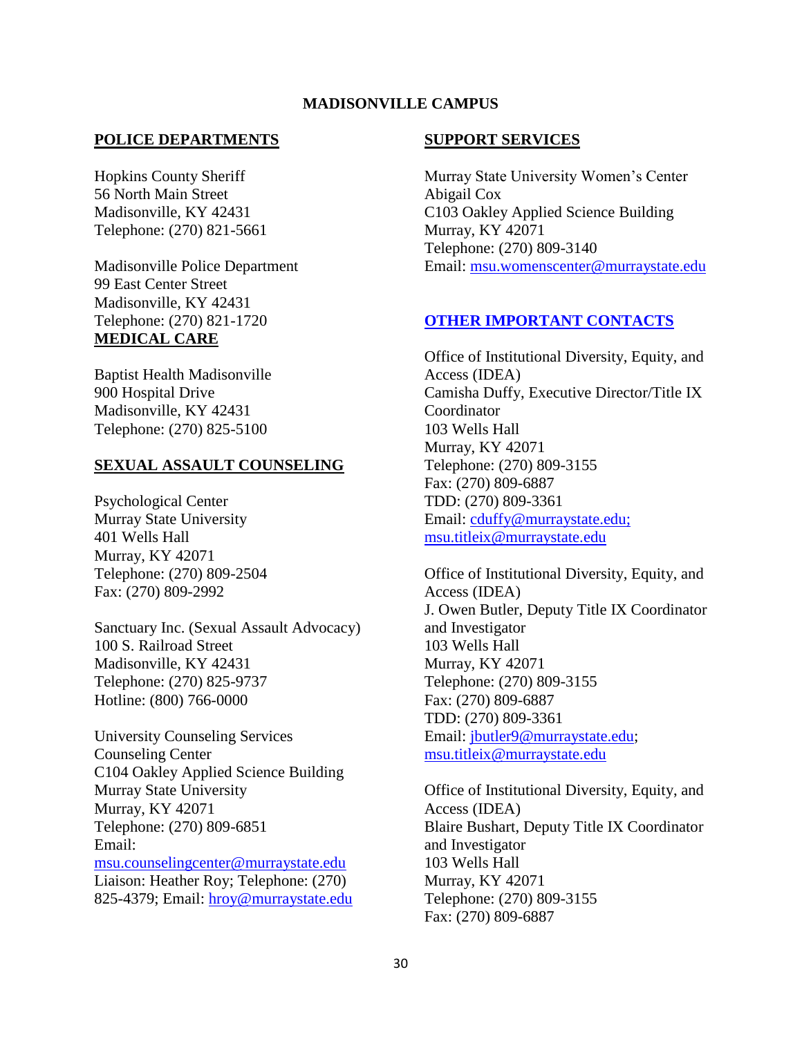# MADISONVILLE CAMPUS

## POLICE DEPARTMENTS

Hopkins County Sheriff
56 North Main Street
Madisonville, KY 42431
Telephone: (270) 821-5661

Madisonville Police Department
99 East Center Street
Madisonville, KY 42431
Telephone: (270) 821-1720

## MEDICAL CARE

Baptist Health Madisonville
900 Hospital Drive
Madisonville, KY 42431
Telephone: (270) 825-5100

## SEXUAL ASSAULT COUNSELING

Psychological Center
Murray State University
401 Wells Hall
Murray, KY 42071
Telephone: (270) 809-2504
Fax: (270) 809-2992

Sanctuary Inc. (Sexual Assault Advocacy)
100 S. Railroad Street
Madisonville, KY 42431
Telephone: (270) 825-9737
Hotline: (800) 766-0000

University Counseling Services
Counseling Center
C104 Oakley Applied Science Building
Murray State University
Murray, KY 42071
Telephone: (270) 809-6851
Email: msu.counselingcenter@murraystate.edu
Liaison: Heather Roy; Telephone: (270) 825-4379; Email: hroy@murraystate.edu

## SUPPORT SERVICES

Murray State University Women's Center
Abigail Cox
C103 Oakley Applied Science Building
Murray, KY 42071
Telephone: (270) 809-3140
Email: msu.womenscenter@murraystate.edu

## OTHER IMPORTANT CONTACTS

Office of Institutional Diversity, Equity, and Access (IDEA)
Camisha Duffy, Executive Director/Title IX Coordinator
103 Wells Hall
Murray, KY 42071
Telephone: (270) 809-3155
Fax: (270) 809-6887
TDD: (270) 809-3361
Email: cduffy@murraystate.edu; msu.titleix@murraystate.edu

Office of Institutional Diversity, Equity, and Access (IDEA)
J. Owen Butler, Deputy Title IX Coordinator and Investigator
103 Wells Hall
Murray, KY 42071
Telephone: (270) 809-3155
Fax: (270) 809-6887
TDD: (270) 809-3361
Email: jbutler9@murraystate.edu; msu.titleix@murraystate.edu

Office of Institutional Diversity, Equity, and Access (IDEA)
Blaire Bushart, Deputy Title IX Coordinator and Investigator
103 Wells Hall
Murray, KY 42071
Telephone: (270) 809-3155
Fax: (270) 809-6887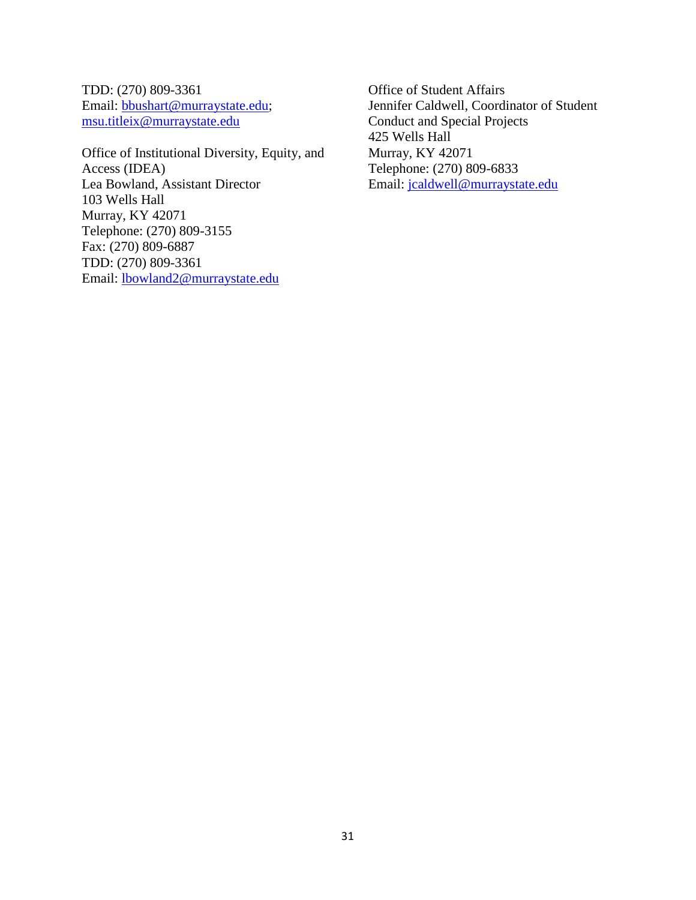TDD: (270) 809-3361
Email: bbushart@murraystate.edu;
msu.titleix@murraystate.edu

Office of Institutional Diversity, Equity, and Access (IDEA)
Lea Bowland, Assistant Director
103 Wells Hall
Murray, KY 42071
Telephone: (270) 809-3155
Fax: (270) 809-6887
TDD: (270) 809-3361
Email: lbowland2@murraystate.edu

Office of Student Affairs
Jennifer Caldwell, Coordinator of Student Conduct and Special Projects
425 Wells Hall
Murray, KY 42071
Telephone: (270) 809-6833
Email: jcaldwell@murraystate.edu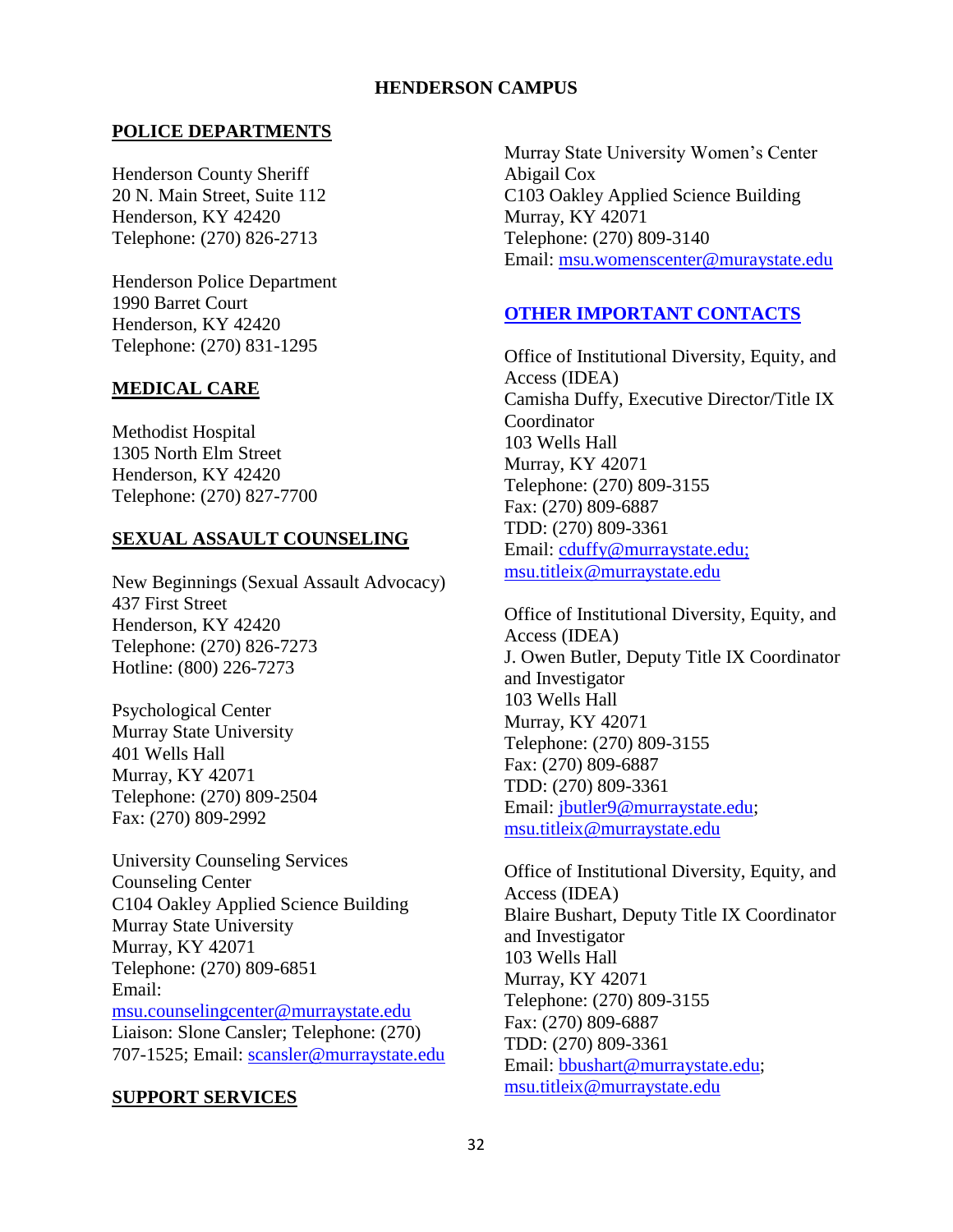# HENDERSON CAMPUS

## POLICE DEPARTMENTS

Henderson County Sheriff
20 N. Main Street, Suite 112
Henderson, KY 42420
Telephone: (270) 826-2713

Henderson Police Department
1990 Barret Court
Henderson, KY 42420
Telephone: (270) 831-1295

## MEDICAL CARE

Methodist Hospital
1305 North Elm Street
Henderson, KY 42420
Telephone: (270) 827-7700

## SEXUAL ASSAULT COUNSELING

New Beginnings (Sexual Assault Advocacy)
437 First Street
Henderson, KY 42420
Telephone: (270) 826-7273
Hotline: (800) 226-7273

Psychological Center
Murray State University
401 Wells Hall
Murray, KY 42071
Telephone: (270) 809-2504
Fax: (270) 809-2992

University Counseling Services
Counseling Center
C104 Oakley Applied Science Building
Murray State University
Murray, KY 42071
Telephone: (270) 809-6851
Email: msu.counselingcenter@murraystate.edu
Liaison: Slone Cansler; Telephone: (270) 707-1525; Email: scansler@murraystate.edu

## SUPPORT SERVICES

Murray State University Women's Center
Abigail Cox
C103 Oakley Applied Science Building
Murray, KY 42071
Telephone: (270) 809-3140
Email: msu.womenscenter@muraystate.edu

## OTHER IMPORTANT CONTACTS

Office of Institutional Diversity, Equity, and Access (IDEA)
Camisha Duffy, Executive Director/Title IX Coordinator
103 Wells Hall
Murray, KY 42071
Telephone: (270) 809-3155
Fax: (270) 809-6887
TDD: (270) 809-3361
Email: cduffy@murraystate.edu; msu.titleix@murraystate.edu

Office of Institutional Diversity, Equity, and Access (IDEA)
J. Owen Butler, Deputy Title IX Coordinator and Investigator
103 Wells Hall
Murray, KY 42071
Telephone: (270) 809-3155
Fax: (270) 809-6887
TDD: (270) 809-3361
Email: jbutler9@murraystate.edu; msu.titleix@murraystate.edu

Office of Institutional Diversity, Equity, and Access (IDEA)
Blaire Bushart, Deputy Title IX Coordinator and Investigator
103 Wells Hall
Murray, KY 42071
Telephone: (270) 809-3155
Fax: (270) 809-6887
TDD: (270) 809-3361
Email: bbushart@murraystate.edu; msu.titleix@murraystate.edu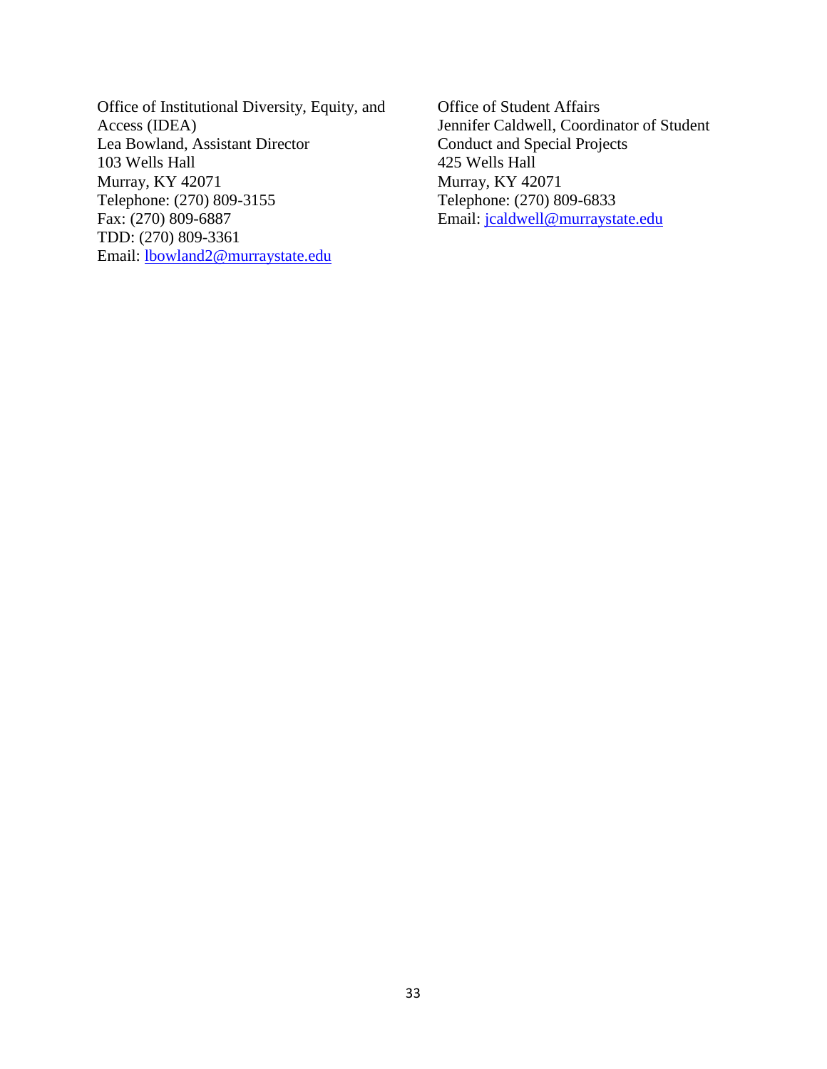Office of Institutional Diversity, Equity, and Access (IDEA)
Lea Bowland, Assistant Director
103 Wells Hall
Murray, KY 42071
Telephone: (270) 809-3155
Fax: (270) 809-6887
TDD: (270) 809-3361
Email: lbowland2@murraystate.edu

Office of Student Affairs
Jennifer Caldwell, Coordinator of Student Conduct and Special Projects
425 Wells Hall
Murray, KY 42071
Telephone: (270) 809-6833
Email: jcaldwell@murraystate.edu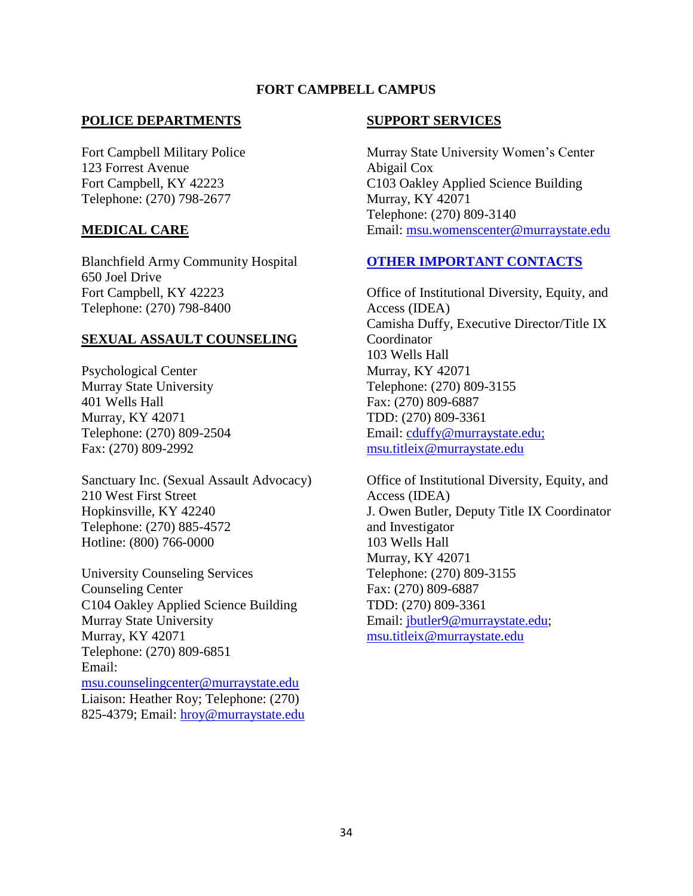## FORT CAMPBELL CAMPUS

### POLICE DEPARTMENTS

Fort Campbell Military Police
123 Forrest Avenue
Fort Campbell, KY 42223
Telephone: (270) 798-2677

### MEDICAL CARE

Blanchfield Army Community Hospital
650 Joel Drive
Fort Campbell, KY 42223
Telephone: (270) 798-8400

### SEXUAL ASSAULT COUNSELING

Psychological Center
Murray State University
401 Wells Hall
Murray, KY 42071
Telephone: (270) 809-2504
Fax: (270) 809-2992

Sanctuary Inc. (Sexual Assault Advocacy)
210 West First Street
Hopkinsville, KY 42240
Telephone: (270) 885-4572
Hotline: (800) 766-0000

University Counseling Services
Counseling Center
C104 Oakley Applied Science Building
Murray State University
Murray, KY 42071
Telephone: (270) 809-6851
Email: msu.counselingcenter@murraystate.edu
Liaison: Heather Roy; Telephone: (270) 825-4379; Email: hroy@murraystate.edu

### SUPPORT SERVICES

Murray State University Women's Center
Abigail Cox
C103 Oakley Applied Science Building
Murray, KY 42071
Telephone: (270) 809-3140
Email: msu.womenscenter@murraystate.edu

### OTHER IMPORTANT CONTACTS

Office of Institutional Diversity, Equity, and Access (IDEA)
Camisha Duffy, Executive Director/Title IX Coordinator
103 Wells Hall
Murray, KY 42071
Telephone: (270) 809-3155
Fax: (270) 809-6887
TDD: (270) 809-3361
Email: cduffy@murraystate.edu; msu.titleix@murraystate.edu

Office of Institutional Diversity, Equity, and Access (IDEA)
J. Owen Butler, Deputy Title IX Coordinator and Investigator
103 Wells Hall
Murray, KY 42071
Telephone: (270) 809-3155
Fax: (270) 809-6887
TDD: (270) 809-3361
Email: jbutler9@murraystate.edu; msu.titleix@murraystate.edu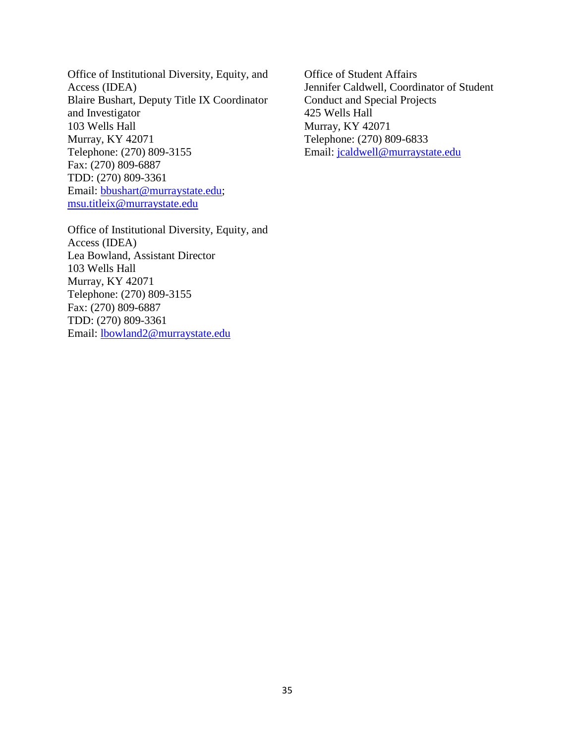Office of Institutional Diversity, Equity, and Access (IDEA)
Blaire Bushart, Deputy Title IX Coordinator and Investigator
103 Wells Hall
Murray, KY 42071
Telephone: (270) 809-3155
Fax: (270) 809-6887
TDD: (270) 809-3361
Email: bbushart@murraystate.edu; msu.titleix@murraystate.edu

Office of Institutional Diversity, Equity, and Access (IDEA)
Lea Bowland, Assistant Director
103 Wells Hall
Murray, KY 42071
Telephone: (270) 809-3155
Fax: (270) 809-6887
TDD: (270) 809-3361
Email: lbowland2@murraystate.edu

Office of Student Affairs
Jennifer Caldwell, Coordinator of Student Conduct and Special Projects
425 Wells Hall
Murray, KY 42071
Telephone: (270) 809-6833
Email: jcaldwell@murraystate.edu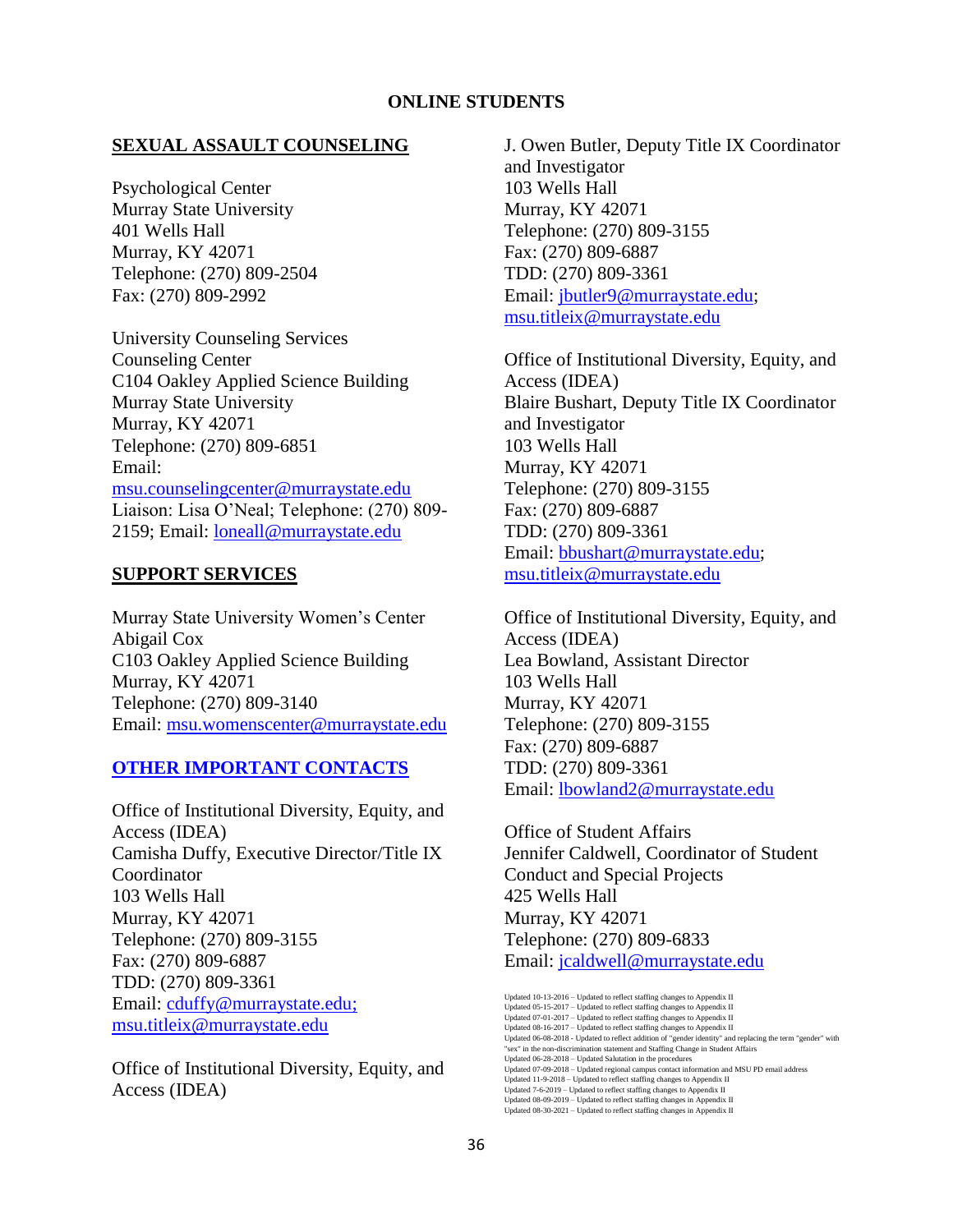## ONLINE STUDENTS

### SEXUAL ASSAULT COUNSELING

Psychological Center
Murray State University
401 Wells Hall
Murray, KY 42071
Telephone: (270) 809-2504
Fax: (270) 809-2992

University Counseling Services
Counseling Center
C104 Oakley Applied Science Building
Murray State University
Murray, KY 42071
Telephone: (270) 809-6851
Email:
msu.counselingcenter@murraystate.edu
Liaison: Lisa O'Neal; Telephone: (270) 809-2159; Email: loneall@murraystate.edu

### SUPPORT SERVICES

Murray State University Women's Center
Abigail Cox
C103 Oakley Applied Science Building
Murray, KY 42071
Telephone: (270) 809-3140
Email: msu.womenscenter@murraystate.edu

### OTHER IMPORTANT CONTACTS

Office of Institutional Diversity, Equity, and Access (IDEA)
Camisha Duffy, Executive Director/Title IX Coordinator
103 Wells Hall
Murray, KY 42071
Telephone: (270) 809-3155
Fax: (270) 809-6887
TDD: (270) 809-3361
Email: cduffy@murraystate.edu; msu.titleix@murraystate.edu

Office of Institutional Diversity, Equity, and Access (IDEA)
J. Owen Butler, Deputy Title IX Coordinator and Investigator
103 Wells Hall
Murray, KY 42071
Telephone: (270) 809-3155
Fax: (270) 809-6887
TDD: (270) 809-3361
Email: jbutler9@murraystate.edu; msu.titleix@murraystate.edu

Office of Institutional Diversity, Equity, and Access (IDEA)
Blaire Bushart, Deputy Title IX Coordinator and Investigator
103 Wells Hall
Murray, KY 42071
Telephone: (270) 809-3155
Fax: (270) 809-6887
TDD: (270) 809-3361
Email: bbushart@murraystate.edu; msu.titleix@murraystate.edu

Office of Institutional Diversity, Equity, and Access (IDEA)
Lea Bowland, Assistant Director
103 Wells Hall
Murray, KY 42071
Telephone: (270) 809-3155
Fax: (270) 809-6887
TDD: (270) 809-3361
Email: lbowland2@murraystate.edu

Office of Student Affairs
Jennifer Caldwell, Coordinator of Student Conduct and Special Projects
425 Wells Hall
Murray, KY 42071
Telephone: (270) 809-6833
Email: jcaldwell@murraystate.edu

Updated 10-13-2016 – Updated to reflect staffing changes to Appendix II
Updated 05-15-2017 – Updated to reflect staffing changes to Appendix II
Updated 07-01-2017 – Updated to reflect staffing changes to Appendix II
Updated 08-16-2017 – Updated to reflect staffing changes to Appendix II
Updated 06-08-2018 - Updated to reflect addition of "gender identity" and replacing the term "gender" with "sex" in the non-discrimination statement and Staffing Change in Student Affairs
Updated 06-28-2018 – Updated Salutation in the procedures
Updated 07-09-2018 – Updated regional campus contact information and MSU PD email address
Updated 11-9-2018 – Updated to reflect staffing changes to Appendix II
Updated 7-6-2019 – Updated to reflect staffing changes to Appendix II
Updated 08-09-2019 – Updated to reflect staffing changes in Appendix II
Updated 08-30-2021 – Updated to reflect staffing changes in Appendix II